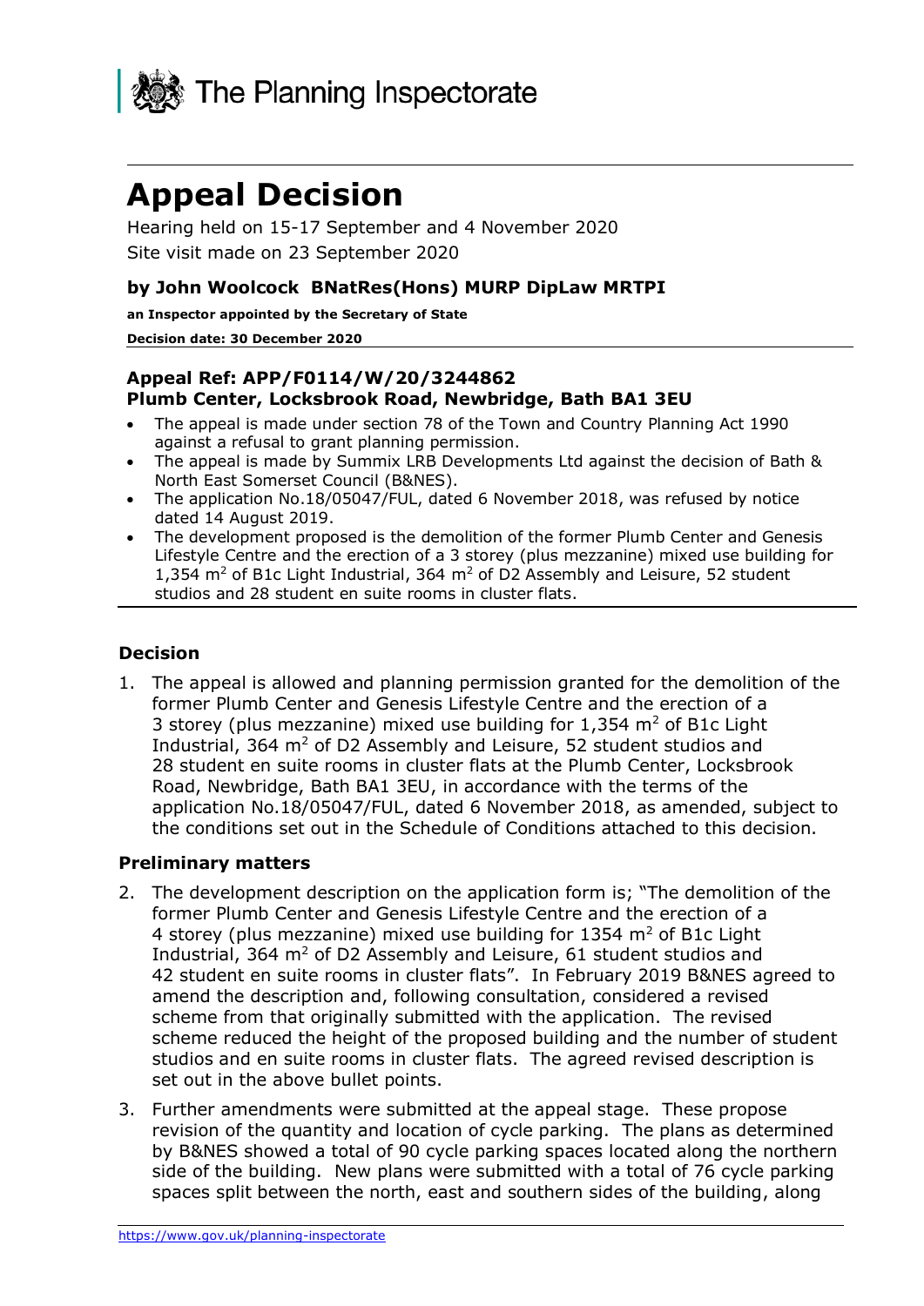The Planning Inspectorate

# Appeal Decision

Hearing held on 15-17 September and 4 November 2020

Site visit made on 23 September 2020

### by John Woolcock BNatRes(Hons) MURP DipLaw MRTPI

**an Inspector appointed by the Secretary of State**

**Decision date: 30 December 2020**

### Appeal Ref: APP/F0114/W/20/3244862
### Plumb Center, Locksbrook Road, Newbridge, Bath BA1 3EU

- The appeal is made under section 78 of the Town and Country Planning Act 1990 against a refusal to grant planning permission.
- The appeal is made by Summix LRB Developments Ltd against the decision of Bath & North East Somerset Council (B&NES).
- The application No.18/05047/FUL, dated 6 November 2018, was refused by notice dated 14 August 2019.
- The development proposed is the demolition of the former Plumb Center and Genesis Lifestyle Centre and the erection of a 3 storey (plus mezzanine) mixed use building for 1,354 m$^2$ of B1c Light Industrial, 364 m$^2$ of D2 Assembly and Leisure, 52 student studios and 28 student en suite rooms in cluster flats.

## Decision

1. The appeal is allowed and planning permission granted for the demolition of the former Plumb Center and Genesis Lifestyle Centre and the erection of a 3 storey (plus mezzanine) mixed use building for 1,354 m$^2$ of B1c Light Industrial, 364 m$^2$ of D2 Assembly and Leisure, 52 student studios and 28 student en suite rooms in cluster flats at the Plumb Center, Locksbrook Road, Newbridge, Bath BA1 3EU, in accordance with the terms of the application No.18/05047/FUL, dated 6 November 2018, as amended, subject to the conditions set out in the Schedule of Conditions attached to this decision.

## Preliminary matters

2. The development description on the application form is; "The demolition of the former Plumb Center and Genesis Lifestyle Centre and the erection of a 4 storey (plus mezzanine) mixed use building for 1354 m$^2$ of B1c Light Industrial, 364 m$^2$ of D2 Assembly and Leisure, 61 student studios and 42 student en suite rooms in cluster flats". In February 2019 B&NES agreed to amend the description and, following consultation, considered a revised scheme from that originally submitted with the application. The revised scheme reduced the height of the proposed building and the number of student studios and en suite rooms in cluster flats. The agreed revised description is set out in the above bullet points.

3. Further amendments were submitted at the appeal stage. These propose revision of the quantity and location of cycle parking. The plans as determined by B&NES showed a total of 90 cycle parking spaces located along the northern side of the building. New plans were submitted with a total of 76 cycle parking spaces split between the north, east and southern sides of the building, along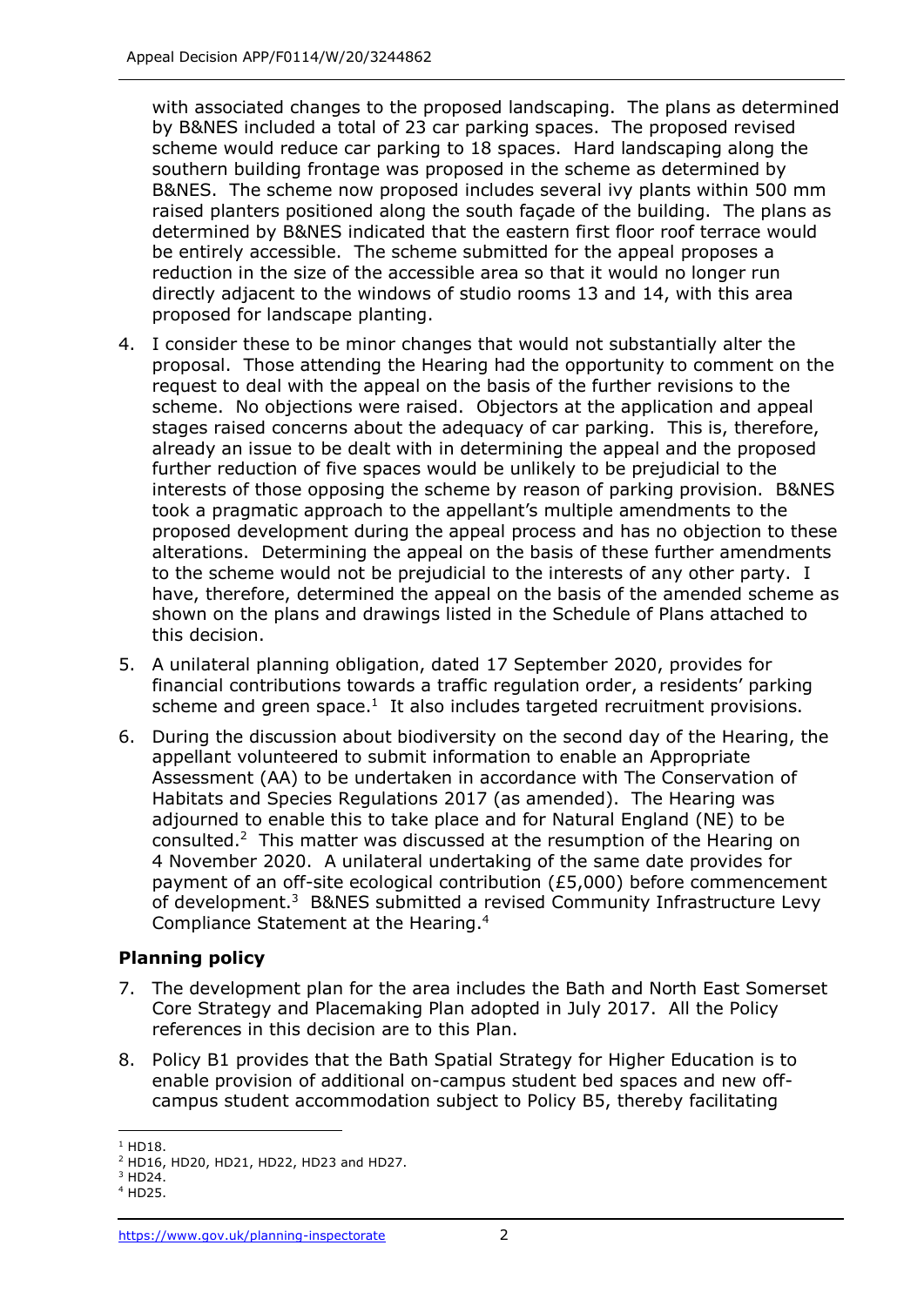with associated changes to the proposed landscaping. The plans as determined by B&NES included a total of 23 car parking spaces. The proposed revised scheme would reduce car parking to 18 spaces. Hard landscaping along the southern building frontage was proposed in the scheme as determined by B&NES. The scheme now proposed includes several ivy plants within 500 mm raised planters positioned along the south façade of the building. The plans as determined by B&NES indicated that the eastern first floor roof terrace would be entirely accessible. The scheme submitted for the appeal proposes a reduction in the size of the accessible area so that it would no longer run directly adjacent to the windows of studio rooms 13 and 14, with this area proposed for landscape planting.

4. I consider these to be minor changes that would not substantially alter the proposal. Those attending the Hearing had the opportunity to comment on the request to deal with the appeal on the basis of the further revisions to the scheme. No objections were raised. Objectors at the application and appeal stages raised concerns about the adequacy of car parking. This is, therefore, already an issue to be dealt with in determining the appeal and the proposed further reduction of five spaces would be unlikely to be prejudicial to the interests of those opposing the scheme by reason of parking provision. B&NES took a pragmatic approach to the appellant's multiple amendments to the proposed development during the appeal process and has no objection to these alterations. Determining the appeal on the basis of these further amendments to the scheme would not be prejudicial to the interests of any other party. I have, therefore, determined the appeal on the basis of the amended scheme as shown on the plans and drawings listed in the Schedule of Plans attached to this decision.

5. A unilateral planning obligation, dated 17 September 2020, provides for financial contributions towards a traffic regulation order, a residents' parking scheme and green space.[1] It also includes targeted recruitment provisions.

6. During the discussion about biodiversity on the second day of the Hearing, the appellant volunteered to submit information to enable an Appropriate Assessment (AA) to be undertaken in accordance with The Conservation of Habitats and Species Regulations 2017 (as amended). The Hearing was adjourned to enable this to take place and for Natural England (NE) to be consulted.[2] This matter was discussed at the resumption of the Hearing on 4 November 2020. A unilateral undertaking of the same date provides for payment of an off-site ecological contribution (£5,000) before commencement of development.[3] B&NES submitted a revised Community Infrastructure Levy Compliance Statement at the Hearing.[4]

## Planning policy

7. The development plan for the area includes the Bath and North East Somerset Core Strategy and Placemaking Plan adopted in July 2017. All the Policy references in this decision are to this Plan.

8. Policy B1 provides that the Bath Spatial Strategy for Higher Education is to enable provision of additional on-campus student bed spaces and new off-campus student accommodation subject to Policy B5, thereby facilitating

[1] HD18.
[2] HD16, HD20, HD21, HD22, HD23 and HD27.
[3] HD24.
[4] HD25.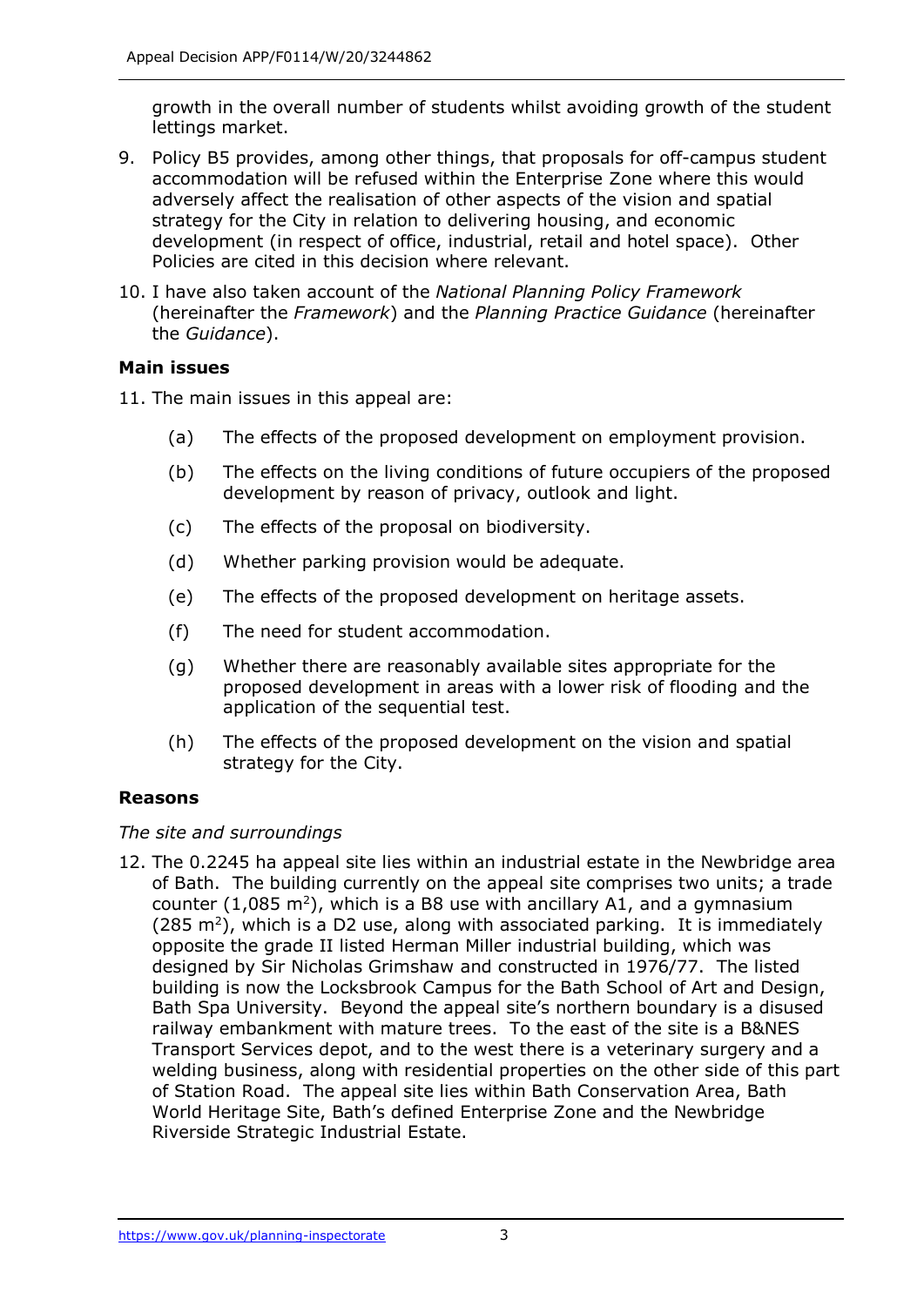growth in the overall number of students whilst avoiding growth of the student lettings market.

9. Policy B5 provides, among other things, that proposals for off-campus student accommodation will be refused within the Enterprise Zone where this would adversely affect the realisation of other aspects of the vision and spatial strategy for the City in relation to delivering housing, and economic development (in respect of office, industrial, retail and hotel space). Other Policies are cited in this decision where relevant.

10. I have also taken account of the *National Planning Policy Framework* (hereinafter the *Framework*) and the *Planning Practice Guidance* (hereinafter the *Guidance*).

**Main issues**

11. The main issues in this appeal are:

    (a) The effects of the proposed development on employment provision.

    (b) The effects on the living conditions of future occupiers of the proposed development by reason of privacy, outlook and light.

    (c) The effects of the proposal on biodiversity.

    (d) Whether parking provision would be adequate.

    (e) The effects of the proposed development on heritage assets.

    (f) The need for student accommodation.

    (g) Whether there are reasonably available sites appropriate for the proposed development in areas with a lower risk of flooding and the application of the sequential test.

    (h) The effects of the proposed development on the vision and spatial strategy for the City.

**Reasons**

*The site and surroundings*

12. The 0.2245 ha appeal site lies within an industrial estate in the Newbridge area of Bath. The building currently on the appeal site comprises two units; a trade counter (1,085 $m^2$), which is a B8 use with ancillary A1, and a gymnasium (285 $m^2$), which is a D2 use, along with associated parking. It is immediately opposite the grade II listed Herman Miller industrial building, which was designed by Sir Nicholas Grimshaw and constructed in 1976/77. The listed building is now the Locksbrook Campus for the Bath School of Art and Design, Bath Spa University. Beyond the appeal site's northern boundary is a disused railway embankment with mature trees. To the east of the site is a B&NES Transport Services depot, and to the west there is a veterinary surgery and a welding business, along with residential properties on the other side of this part of Station Road. The appeal site lies within Bath Conservation Area, Bath World Heritage Site, Bath's defined Enterprise Zone and the Newbridge Riverside Strategic Industrial Estate.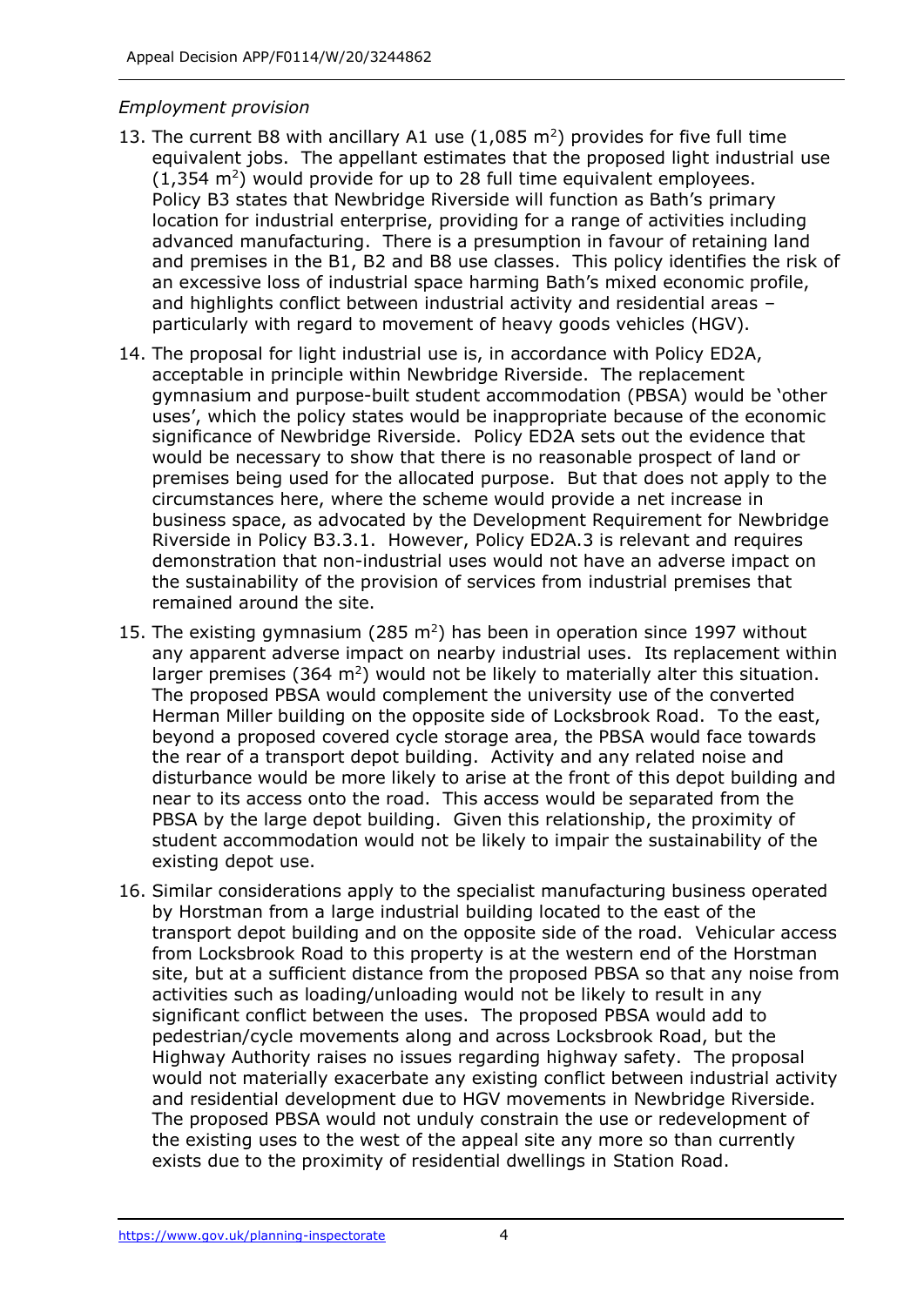*Employment provision*

13. The current B8 with ancillary A1 use (1,085 $m^2$) provides for five full time equivalent jobs. The appellant estimates that the proposed light industrial use (1,354 $m^2$) would provide for up to 28 full time equivalent employees. Policy B3 states that Newbridge Riverside will function as Bath's primary location for industrial enterprise, providing for a range of activities including advanced manufacturing. There is a presumption in favour of retaining land and premises in the B1, B2 and B8 use classes. This policy identifies the risk of an excessive loss of industrial space harming Bath's mixed economic profile, and highlights conflict between industrial activity and residential areas – particularly with regard to movement of heavy goods vehicles (HGV).

14. The proposal for light industrial use is, in accordance with Policy ED2A, acceptable in principle within Newbridge Riverside. The replacement gymnasium and purpose-built student accommodation (PBSA) would be 'other uses', which the policy states would be inappropriate because of the economic significance of Newbridge Riverside. Policy ED2A sets out the evidence that would be necessary to show that there is no reasonable prospect of land or premises being used for the allocated purpose. But that does not apply to the circumstances here, where the scheme would provide a net increase in business space, as advocated by the Development Requirement for Newbridge Riverside in Policy B3.3.1. However, Policy ED2A.3 is relevant and requires demonstration that non-industrial uses would not have an adverse impact on the sustainability of the provision of services from industrial premises that remained around the site.

15. The existing gymnasium (285 $m^2$) has been in operation since 1997 without any apparent adverse impact on nearby industrial uses. Its replacement within larger premises (364 $m^2$) would not be likely to materially alter this situation. The proposed PBSA would complement the university use of the converted Herman Miller building on the opposite side of Locksbrook Road. To the east, beyond a proposed covered cycle storage area, the PBSA would face towards the rear of a transport depot building. Activity and any related noise and disturbance would be more likely to arise at the front of this depot building and near to its access onto the road. This access would be separated from the PBSA by the large depot building. Given this relationship, the proximity of student accommodation would not be likely to impair the sustainability of the existing depot use.

16. Similar considerations apply to the specialist manufacturing business operated by Horstman from a large industrial building located to the east of the transport depot building and on the opposite side of the road. Vehicular access from Locksbrook Road to this property is at the western end of the Horstman site, but at a sufficient distance from the proposed PBSA so that any noise from activities such as loading/unloading would not be likely to result in any significant conflict between the uses. The proposed PBSA would add to pedestrian/cycle movements along and across Locksbrook Road, but the Highway Authority raises no issues regarding highway safety. The proposal would not materially exacerbate any existing conflict between industrial activity and residential development due to HGV movements in Newbridge Riverside. The proposed PBSA would not unduly constrain the use or redevelopment of the existing uses to the west of the appeal site any more so than currently exists due to the proximity of residential dwellings in Station Road.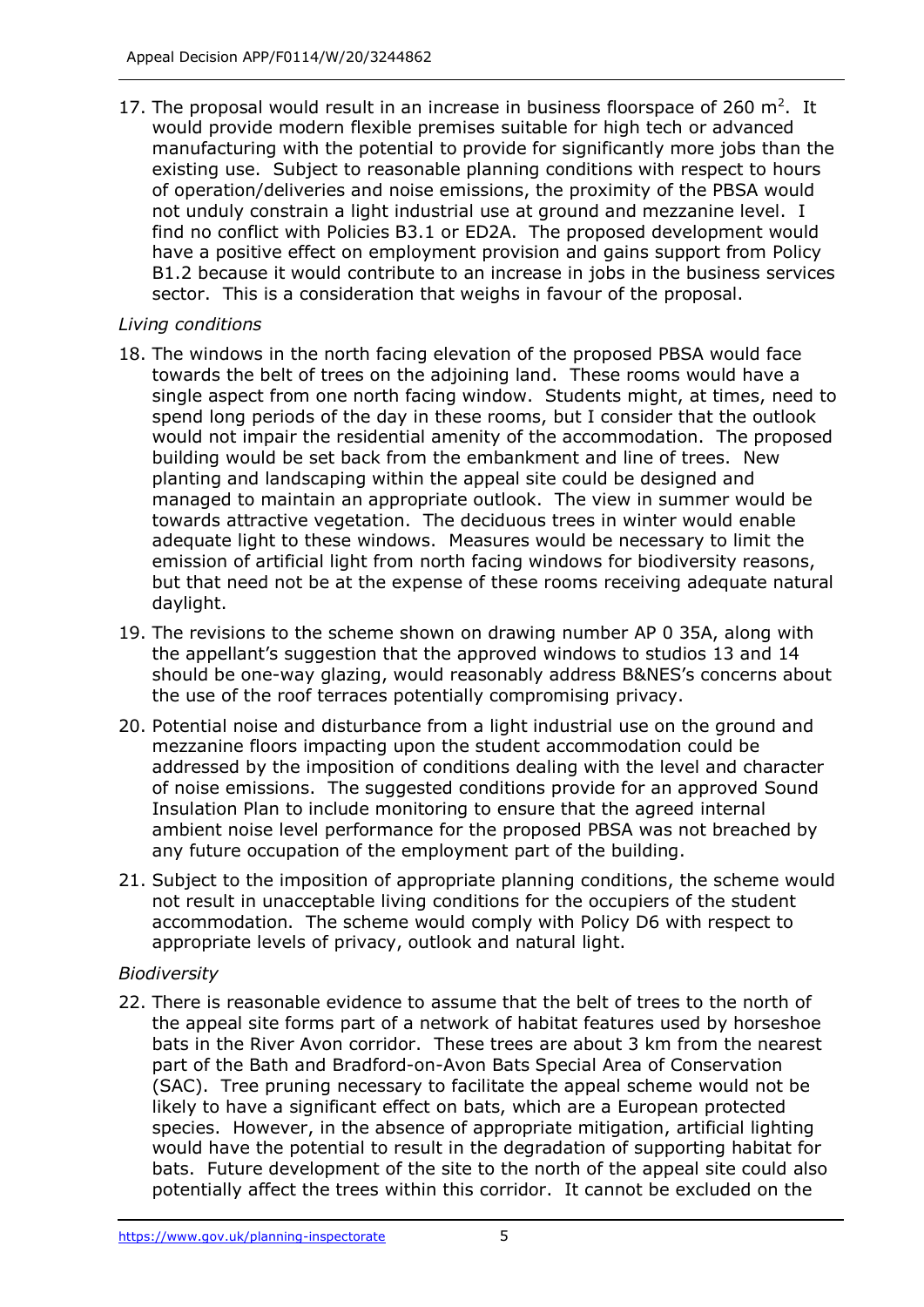17. The proposal would result in an increase in business floorspace of 260 $m^2$. It would provide modern flexible premises suitable for high tech or advanced manufacturing with the potential to provide for significantly more jobs than the existing use. Subject to reasonable planning conditions with respect to hours of operation/deliveries and noise emissions, the proximity of the PBSA would not unduly constrain a light industrial use at ground and mezzanine level. I find no conflict with Policies B3.1 or ED2A. The proposed development would have a positive effect on employment provision and gains support from Policy B1.2 because it would contribute to an increase in jobs in the business services sector. This is a consideration that weighs in favour of the proposal.

*Living conditions*

18. The windows in the north facing elevation of the proposed PBSA would face towards the belt of trees on the adjoining land. These rooms would have a single aspect from one north facing window. Students might, at times, need to spend long periods of the day in these rooms, but I consider that the outlook would not impair the residential amenity of the accommodation. The proposed building would be set back from the embankment and line of trees. New planting and landscaping within the appeal site could be designed and managed to maintain an appropriate outlook. The view in summer would be towards attractive vegetation. The deciduous trees in winter would enable adequate light to these windows. Measures would be necessary to limit the emission of artificial light from north facing windows for biodiversity reasons, but that need not be at the expense of these rooms receiving adequate natural daylight.

19. The revisions to the scheme shown on drawing number AP 0 35A, along with the appellant's suggestion that the approved windows to studios 13 and 14 should be one-way glazing, would reasonably address B&NES's concerns about the use of the roof terraces potentially compromising privacy.

20. Potential noise and disturbance from a light industrial use on the ground and mezzanine floors impacting upon the student accommodation could be addressed by the imposition of conditions dealing with the level and character of noise emissions. The suggested conditions provide for an approved Sound Insulation Plan to include monitoring to ensure that the agreed internal ambient noise level performance for the proposed PBSA was not breached by any future occupation of the employment part of the building.

21. Subject to the imposition of appropriate planning conditions, the scheme would not result in unacceptable living conditions for the occupiers of the student accommodation. The scheme would comply with Policy D6 with respect to appropriate levels of privacy, outlook and natural light.

*Biodiversity*

22. There is reasonable evidence to assume that the belt of trees to the north of the appeal site forms part of a network of habitat features used by horseshoe bats in the River Avon corridor. These trees are about 3 km from the nearest part of the Bath and Bradford-on-Avon Bats Special Area of Conservation (SAC). Tree pruning necessary to facilitate the appeal scheme would not be likely to have a significant effect on bats, which are a European protected species. However, in the absence of appropriate mitigation, artificial lighting would have the potential to result in the degradation of supporting habitat for bats. Future development of the site to the north of the appeal site could also potentially affect the trees within this corridor. It cannot be excluded on the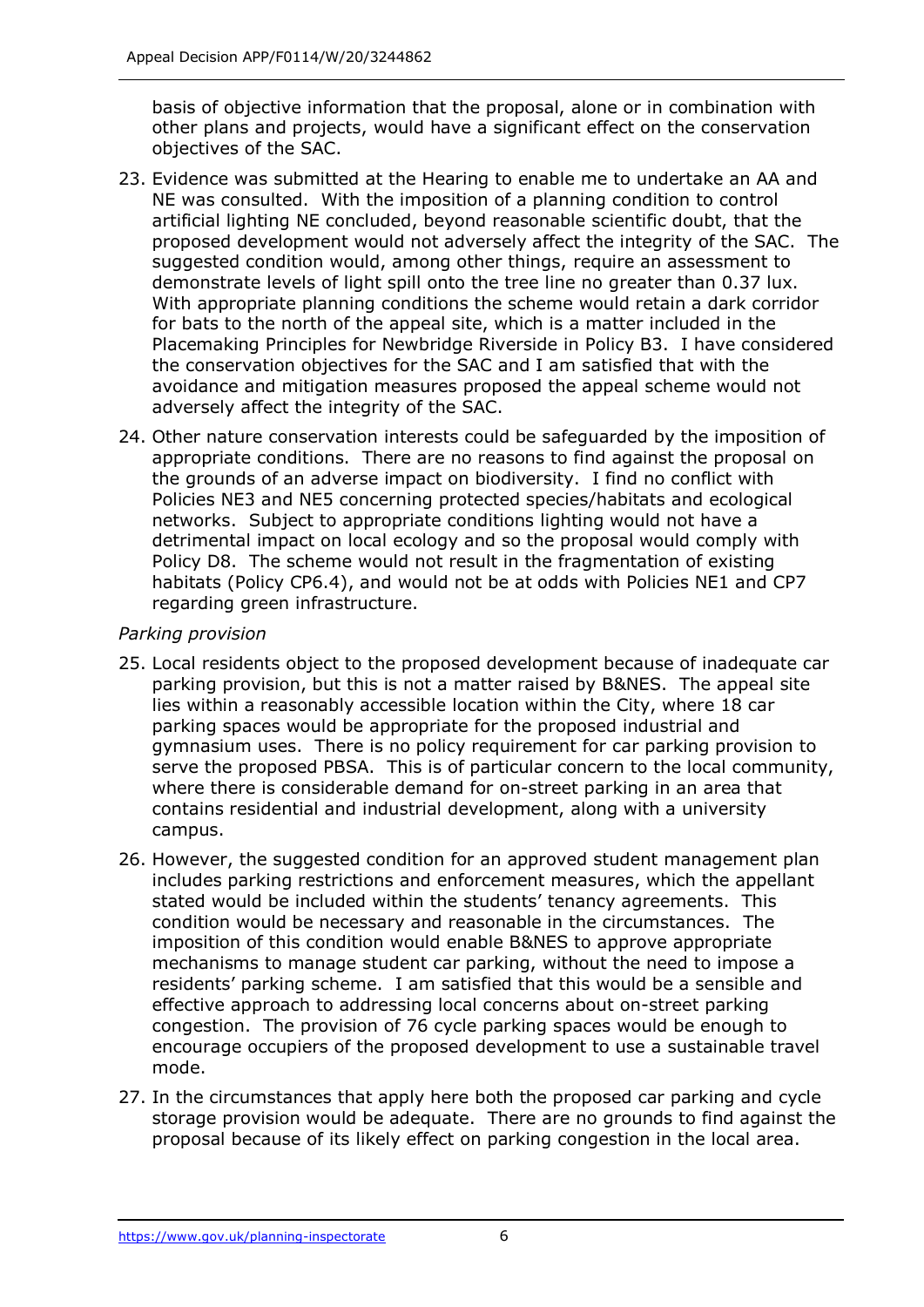basis of objective information that the proposal, alone or in combination with other plans and projects, would have a significant effect on the conservation objectives of the SAC.

23. Evidence was submitted at the Hearing to enable me to undertake an AA and NE was consulted. With the imposition of a planning condition to control artificial lighting NE concluded, beyond reasonable scientific doubt, that the proposed development would not adversely affect the integrity of the SAC. The suggested condition would, among other things, require an assessment to demonstrate levels of light spill onto the tree line no greater than 0.37 lux. With appropriate planning conditions the scheme would retain a dark corridor for bats to the north of the appeal site, which is a matter included in the Placemaking Principles for Newbridge Riverside in Policy B3. I have considered the conservation objectives for the SAC and I am satisfied that with the avoidance and mitigation measures proposed the appeal scheme would not adversely affect the integrity of the SAC.

24. Other nature conservation interests could be safeguarded by the imposition of appropriate conditions. There are no reasons to find against the proposal on the grounds of an adverse impact on biodiversity. I find no conflict with Policies NE3 and NE5 concerning protected species/habitats and ecological networks. Subject to appropriate conditions lighting would not have a detrimental impact on local ecology and so the proposal would comply with Policy D8. The scheme would not result in the fragmentation of existing habitats (Policy CP6.4), and would not be at odds with Policies NE1 and CP7 regarding green infrastructure.

*Parking provision*

25. Local residents object to the proposed development because of inadequate car parking provision, but this is not a matter raised by B&NES. The appeal site lies within a reasonably accessible location within the City, where 18 car parking spaces would be appropriate for the proposed industrial and gymnasium uses. There is no policy requirement for car parking provision to serve the proposed PBSA. This is of particular concern to the local community, where there is considerable demand for on-street parking in an area that contains residential and industrial development, along with a university campus.

26. However, the suggested condition for an approved student management plan includes parking restrictions and enforcement measures, which the appellant stated would be included within the students' tenancy agreements. This condition would be necessary and reasonable in the circumstances. The imposition of this condition would enable B&NES to approve appropriate mechanisms to manage student car parking, without the need to impose a residents' parking scheme. I am satisfied that this would be a sensible and effective approach to addressing local concerns about on-street parking congestion. The provision of 76 cycle parking spaces would be enough to encourage occupiers of the proposed development to use a sustainable travel mode.

27. In the circumstances that apply here both the proposed car parking and cycle storage provision would be adequate. There are no grounds to find against the proposal because of its likely effect on parking congestion in the local area.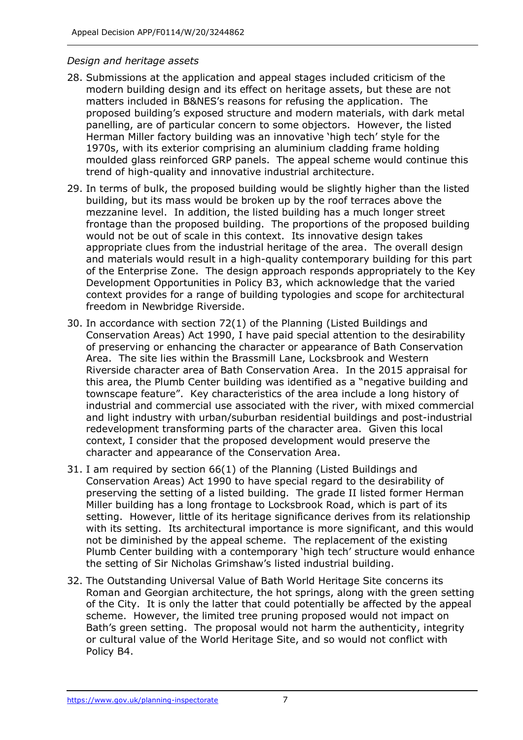*Design and heritage assets*

28. Submissions at the application and appeal stages included criticism of the modern building design and its effect on heritage assets, but these are not matters included in B&NES's reasons for refusing the application. The proposed building's exposed structure and modern materials, with dark metal panelling, are of particular concern to some objectors. However, the listed Herman Miller factory building was an innovative 'high tech' style for the 1970s, with its exterior comprising an aluminium cladding frame holding moulded glass reinforced GRP panels. The appeal scheme would continue this trend of high-quality and innovative industrial architecture.

29. In terms of bulk, the proposed building would be slightly higher than the listed building, but its mass would be broken up by the roof terraces above the mezzanine level. In addition, the listed building has a much longer street frontage than the proposed building. The proportions of the proposed building would not be out of scale in this context. Its innovative design takes appropriate clues from the industrial heritage of the area. The overall design and materials would result in a high-quality contemporary building for this part of the Enterprise Zone. The design approach responds appropriately to the Key Development Opportunities in Policy B3, which acknowledge that the varied context provides for a range of building typologies and scope for architectural freedom in Newbridge Riverside.

30. In accordance with section 72(1) of the Planning (Listed Buildings and Conservation Areas) Act 1990, I have paid special attention to the desirability of preserving or enhancing the character or appearance of Bath Conservation Area. The site lies within the Brassmill Lane, Locksbrook and Western Riverside character area of Bath Conservation Area. In the 2015 appraisal for this area, the Plumb Center building was identified as a "negative building and townscape feature". Key characteristics of the area include a long history of industrial and commercial use associated with the river, with mixed commercial and light industry with urban/suburban residential buildings and post-industrial redevelopment transforming parts of the character area. Given this local context, I consider that the proposed development would preserve the character and appearance of the Conservation Area.

31. I am required by section 66(1) of the Planning (Listed Buildings and Conservation Areas) Act 1990 to have special regard to the desirability of preserving the setting of a listed building. The grade II listed former Herman Miller building has a long frontage to Locksbrook Road, which is part of its setting. However, little of its heritage significance derives from its relationship with its setting. Its architectural importance is more significant, and this would not be diminished by the appeal scheme. The replacement of the existing Plumb Center building with a contemporary 'high tech' structure would enhance the setting of Sir Nicholas Grimshaw's listed industrial building.

32. The Outstanding Universal Value of Bath World Heritage Site concerns its Roman and Georgian architecture, the hot springs, along with the green setting of the City. It is only the latter that could potentially be affected by the appeal scheme. However, the limited tree pruning proposed would not impact on Bath's green setting. The proposal would not harm the authenticity, integrity or cultural value of the World Heritage Site, and so would not conflict with Policy B4.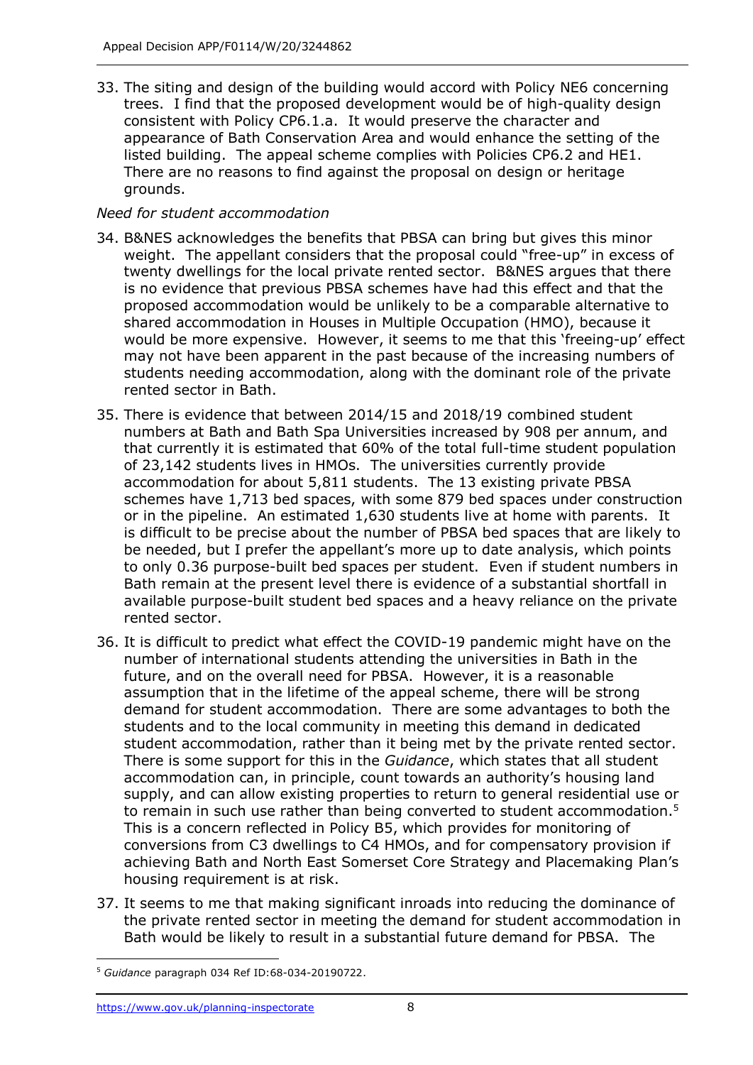33. The siting and design of the building would accord with Policy NE6 concerning trees. I find that the proposed development would be of high-quality design consistent with Policy CP6.1.a. It would preserve the character and appearance of Bath Conservation Area and would enhance the setting of the listed building. The appeal scheme complies with Policies CP6.2 and HE1. There are no reasons to find against the proposal on design or heritage grounds.

*Need for student accommodation*

34. B&NES acknowledges the benefits that PBSA can bring but gives this minor weight. The appellant considers that the proposal could "free-up" in excess of twenty dwellings for the local private rented sector. B&NES argues that there is no evidence that previous PBSA schemes have had this effect and that the proposed accommodation would be unlikely to be a comparable alternative to shared accommodation in Houses in Multiple Occupation (HMO), because it would be more expensive. However, it seems to me that this 'freeing-up' effect may not have been apparent in the past because of the increasing numbers of students needing accommodation, along with the dominant role of the private rented sector in Bath.

35. There is evidence that between 2014/15 and 2018/19 combined student numbers at Bath and Bath Spa Universities increased by 908 per annum, and that currently it is estimated that 60% of the total full-time student population of 23,142 students lives in HMOs. The universities currently provide accommodation for about 5,811 students. The 13 existing private PBSA schemes have 1,713 bed spaces, with some 879 bed spaces under construction or in the pipeline. An estimated 1,630 students live at home with parents. It is difficult to be precise about the number of PBSA bed spaces that are likely to be needed, but I prefer the appellant's more up to date analysis, which points to only 0.36 purpose-built bed spaces per student. Even if student numbers in Bath remain at the present level there is evidence of a substantial shortfall in available purpose-built student bed spaces and a heavy reliance on the private rented sector.

36. It is difficult to predict what effect the COVID-19 pandemic might have on the number of international students attending the universities in Bath in the future, and on the overall need for PBSA. However, it is a reasonable assumption that in the lifetime of the appeal scheme, there will be strong demand for student accommodation. There are some advantages to both the students and to the local community in meeting this demand in dedicated student accommodation, rather than it being met by the private rented sector. There is some support for this in the *Guidance*, which states that all student accommodation can, in principle, count towards an authority's housing land supply, and can allow existing properties to return to general residential use or to remain in such use rather than being converted to student accommodation.[5] This is a concern reflected in Policy B5, which provides for monitoring of conversions from C3 dwellings to C4 HMOs, and for compensatory provision if achieving Bath and North East Somerset Core Strategy and Placemaking Plan's housing requirement is at risk.

37. It seems to me that making significant inroads into reducing the dominance of the private rented sector in meeting the demand for student accommodation in Bath would be likely to result in a substantial future demand for PBSA. The

[5] *Guidance* paragraph 034 Ref ID:68-034-20190722.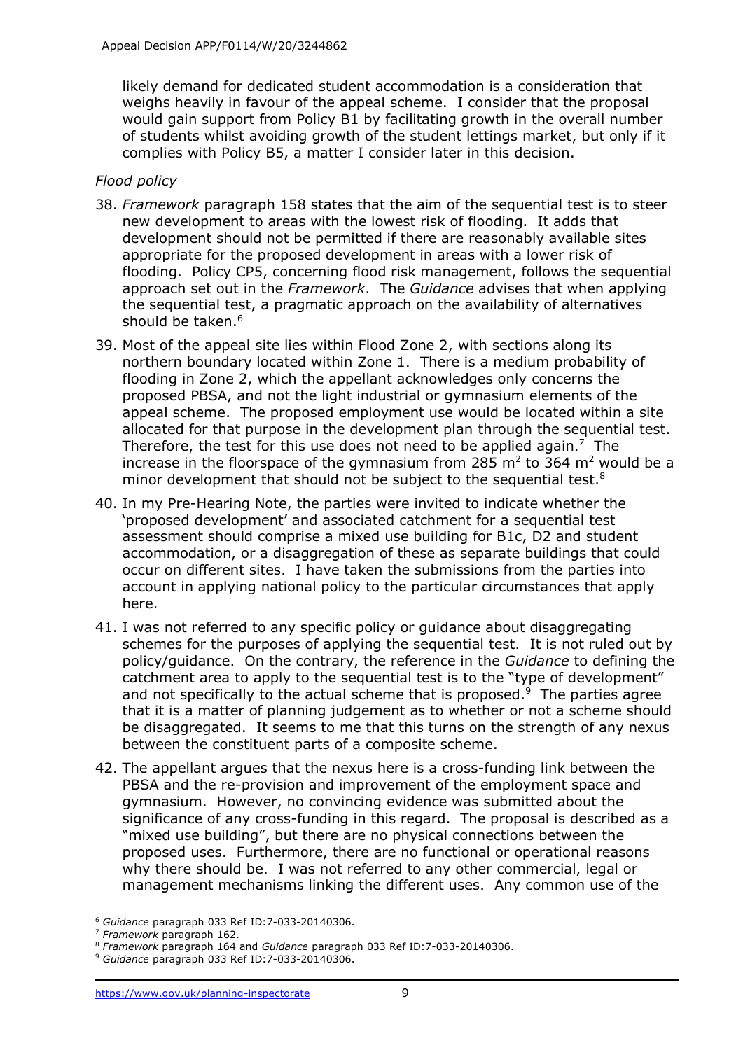likely demand for dedicated student accommodation is a consideration that weighs heavily in favour of the appeal scheme. I consider that the proposal would gain support from Policy B1 by facilitating growth in the overall number of students whilst avoiding growth of the student lettings market, but only if it complies with Policy B5, a matter I consider later in this decision.

*Flood policy*

38. *Framework* paragraph 158 states that the aim of the sequential test is to steer new development to areas with the lowest risk of flooding. It adds that development should not be permitted if there are reasonably available sites appropriate for the proposed development in areas with a lower risk of flooding. Policy CP5, concerning flood risk management, follows the sequential approach set out in the *Framework*. The *Guidance* advises that when applying the sequential test, a pragmatic approach on the availability of alternatives should be taken.[6]

39. Most of the appeal site lies within Flood Zone 2, with sections along its northern boundary located within Zone 1. There is a medium probability of flooding in Zone 2, which the appellant acknowledges only concerns the proposed PBSA, and not the light industrial or gymnasium elements of the appeal scheme. The proposed employment use would be located within a site allocated for that purpose in the development plan through the sequential test. Therefore, the test for this use does not need to be applied again.[7] The increase in the floorspace of the gymnasium from 285 $m^2$ to 364 $m^2$ would be a minor development that should not be subject to the sequential test.[8]

40. In my Pre-Hearing Note, the parties were invited to indicate whether the 'proposed development' and associated catchment for a sequential test assessment should comprise a mixed use building for B1c, D2 and student accommodation, or a disaggregation of these as separate buildings that could occur on different sites. I have taken the submissions from the parties into account in applying national policy to the particular circumstances that apply here.

41. I was not referred to any specific policy or guidance about disaggregating schemes for the purposes of applying the sequential test. It is not ruled out by policy/guidance. On the contrary, the reference in the *Guidance* to defining the catchment area to apply to the sequential test is to the "type of development" and not specifically to the actual scheme that is proposed.[9] The parties agree that it is a matter of planning judgement as to whether or not a scheme should be disaggregated. It seems to me that this turns on the strength of any nexus between the constituent parts of a composite scheme.

42. The appellant argues that the nexus here is a cross-funding link between the PBSA and the re-provision and improvement of the employment space and gymnasium. However, no convincing evidence was submitted about the significance of any cross-funding in this regard. The proposal is described as a "mixed use building", but there are no physical connections between the proposed uses. Furthermore, there are no functional or operational reasons why there should be. I was not referred to any other commercial, legal or management mechanisms linking the different uses. Any common use of the

---

[6] *Guidance* paragraph 033 Ref ID:7-033-20140306.

[7] *Framework* paragraph 162.

[8] *Framework* paragraph 164 and *Guidance* paragraph 033 Ref ID:7-033-20140306.

[9] *Guidance* paragraph 033 Ref ID:7-033-20140306.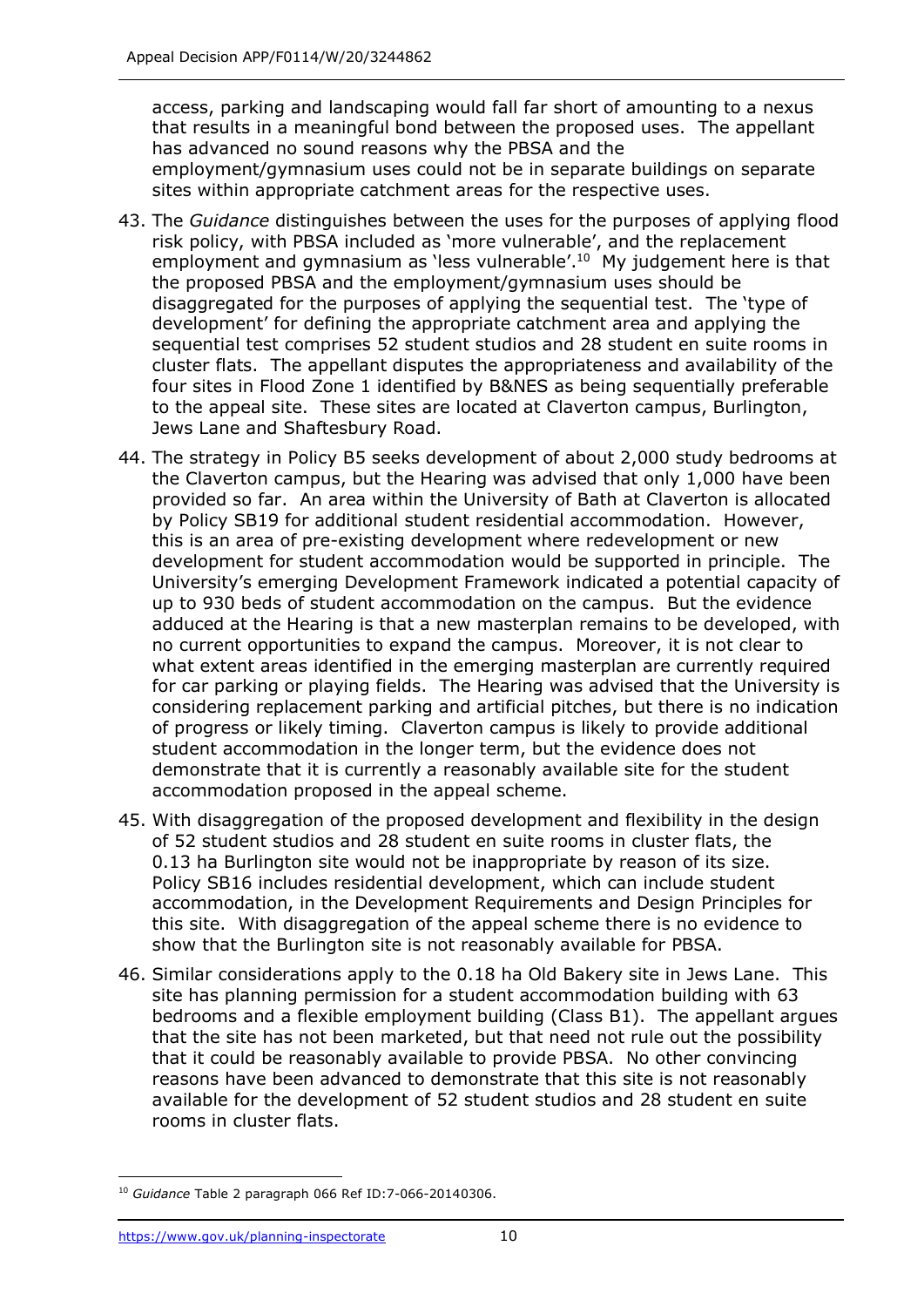access, parking and landscaping would fall far short of amounting to a nexus that results in a meaningful bond between the proposed uses. The appellant has advanced no sound reasons why the PBSA and the employment/gymnasium uses could not be in separate buildings on separate sites within appropriate catchment areas for the respective uses.

43. The *Guidance* distinguishes between the uses for the purposes of applying flood risk policy, with PBSA included as 'more vulnerable', and the replacement employment and gymnasium as 'less vulnerable'.[10] My judgement here is that the proposed PBSA and the employment/gymnasium uses should be disaggregated for the purposes of applying the sequential test. The 'type of development' for defining the appropriate catchment area and applying the sequential test comprises 52 student studios and 28 student en suite rooms in cluster flats. The appellant disputes the appropriateness and availability of the four sites in Flood Zone 1 identified by B&NES as being sequentially preferable to the appeal site. These sites are located at Claverton campus, Burlington, Jews Lane and Shaftesbury Road.

44. The strategy in Policy B5 seeks development of about 2,000 study bedrooms at the Claverton campus, but the Hearing was advised that only 1,000 have been provided so far. An area within the University of Bath at Claverton is allocated by Policy SB19 for additional student residential accommodation. However, this is an area of pre-existing development where redevelopment or new development for student accommodation would be supported in principle. The University's emerging Development Framework indicated a potential capacity of up to 930 beds of student accommodation on the campus. But the evidence adduced at the Hearing is that a new masterplan remains to be developed, with no current opportunities to expand the campus. Moreover, it is not clear to what extent areas identified in the emerging masterplan are currently required for car parking or playing fields. The Hearing was advised that the University is considering replacement parking and artificial pitches, but there is no indication of progress or likely timing. Claverton campus is likely to provide additional student accommodation in the longer term, but the evidence does not demonstrate that it is currently a reasonably available site for the student accommodation proposed in the appeal scheme.

45. With disaggregation of the proposed development and flexibility in the design of 52 student studios and 28 student en suite rooms in cluster flats, the 0.13 ha Burlington site would not be inappropriate by reason of its size. Policy SB16 includes residential development, which can include student accommodation, in the Development Requirements and Design Principles for this site. With disaggregation of the appeal scheme there is no evidence to show that the Burlington site is not reasonably available for PBSA.

46. Similar considerations apply to the 0.18 ha Old Bakery site in Jews Lane. This site has planning permission for a student accommodation building with 63 bedrooms and a flexible employment building (Class B1). The appellant argues that the site has not been marketed, but that need not rule out the possibility that it could be reasonably available to provide PBSA. No other convincing reasons have been advanced to demonstrate that this site is not reasonably available for the development of 52 student studios and 28 student en suite rooms in cluster flats.

---

[10] *Guidance* Table 2 paragraph 066 Ref ID:7-066-20140306.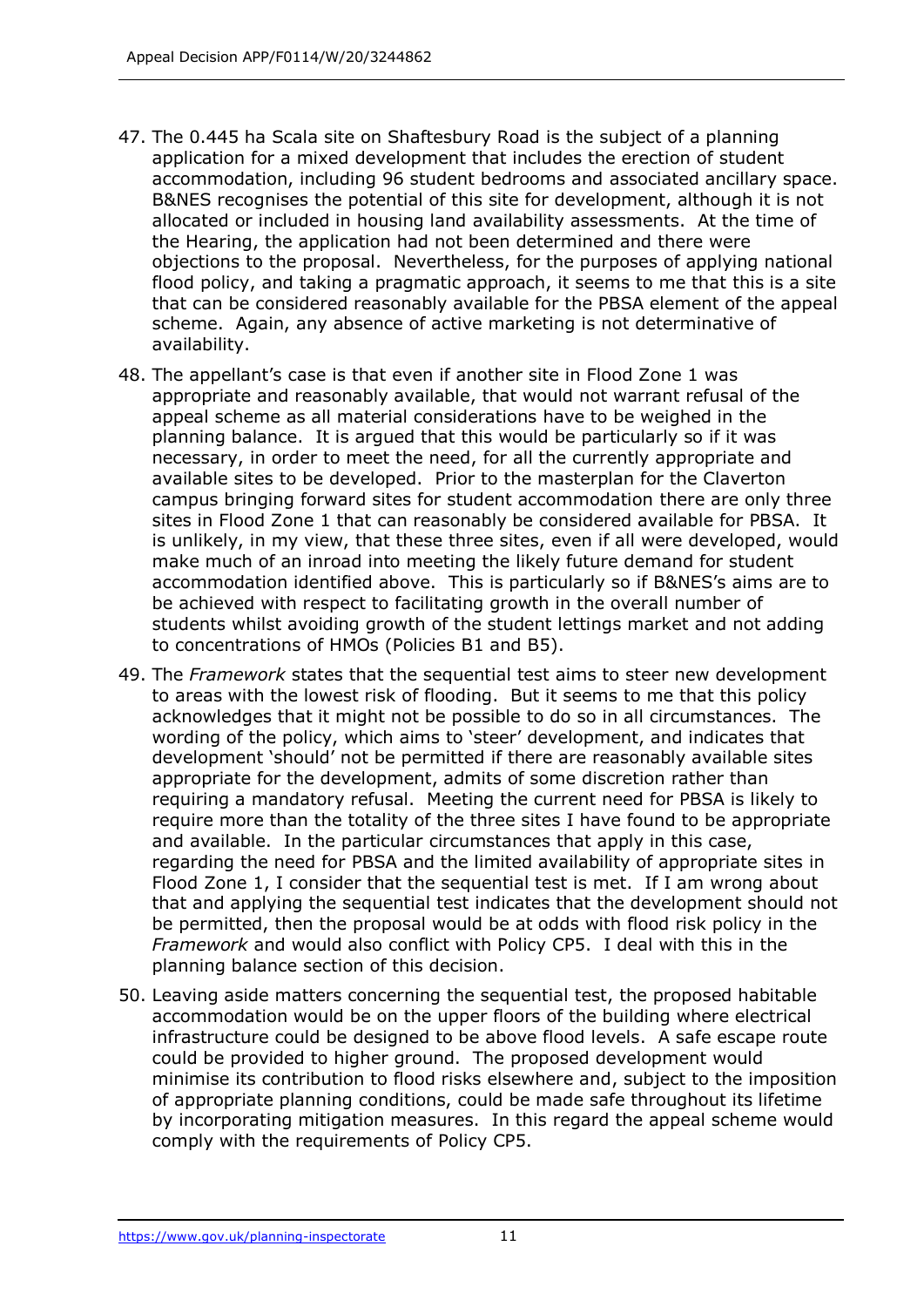47. The 0.445 ha Scala site on Shaftesbury Road is the subject of a planning application for a mixed development that includes the erection of student accommodation, including 96 student bedrooms and associated ancillary space. B&NES recognises the potential of this site for development, although it is not allocated or included in housing land availability assessments. At the time of the Hearing, the application had not been determined and there were objections to the proposal. Nevertheless, for the purposes of applying national flood policy, and taking a pragmatic approach, it seems to me that this is a site that can be considered reasonably available for the PBSA element of the appeal scheme. Again, any absence of active marketing is not determinative of availability.

48. The appellant's case is that even if another site in Flood Zone 1 was appropriate and reasonably available, that would not warrant refusal of the appeal scheme as all material considerations have to be weighed in the planning balance. It is argued that this would be particularly so if it was necessary, in order to meet the need, for all the currently appropriate and available sites to be developed. Prior to the masterplan for the Claverton campus bringing forward sites for student accommodation there are only three sites in Flood Zone 1 that can reasonably be considered available for PBSA. It is unlikely, in my view, that these three sites, even if all were developed, would make much of an inroad into meeting the likely future demand for student accommodation identified above. This is particularly so if B&NES's aims are to be achieved with respect to facilitating growth in the overall number of students whilst avoiding growth of the student lettings market and not adding to concentrations of HMOs (Policies B1 and B5).

49. The *Framework* states that the sequential test aims to steer new development to areas with the lowest risk of flooding. But it seems to me that this policy acknowledges that it might not be possible to do so in all circumstances. The wording of the policy, which aims to 'steer' development, and indicates that development 'should' not be permitted if there are reasonably available sites appropriate for the development, admits of some discretion rather than requiring a mandatory refusal. Meeting the current need for PBSA is likely to require more than the totality of the three sites I have found to be appropriate and available. In the particular circumstances that apply in this case, regarding the need for PBSA and the limited availability of appropriate sites in Flood Zone 1, I consider that the sequential test is met. If I am wrong about that and applying the sequential test indicates that the development should not be permitted, then the proposal would be at odds with flood risk policy in the *Framework* and would also conflict with Policy CP5. I deal with this in the planning balance section of this decision.

50. Leaving aside matters concerning the sequential test, the proposed habitable accommodation would be on the upper floors of the building where electrical infrastructure could be designed to be above flood levels. A safe escape route could be provided to higher ground. The proposed development would minimise its contribution to flood risks elsewhere and, subject to the imposition of appropriate planning conditions, could be made safe throughout its lifetime by incorporating mitigation measures. In this regard the appeal scheme would comply with the requirements of Policy CP5.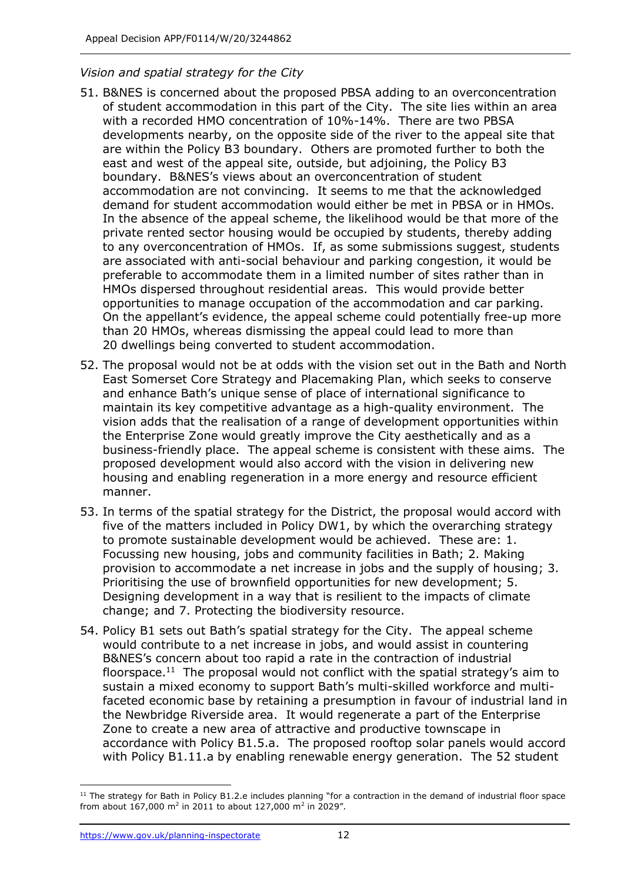*Vision and spatial strategy for the City*

51. B&NES is concerned about the proposed PBSA adding to an overconcentration of student accommodation in this part of the City. The site lies within an area with a recorded HMO concentration of 10%-14%. There are two PBSA developments nearby, on the opposite side of the river to the appeal site that are within the Policy B3 boundary. Others are promoted further to both the east and west of the appeal site, outside, but adjoining, the Policy B3 boundary. B&NES's views about an overconcentration of student accommodation are not convincing. It seems to me that the acknowledged demand for student accommodation would either be met in PBSA or in HMOs. In the absence of the appeal scheme, the likelihood would be that more of the private rented sector housing would be occupied by students, thereby adding to any overconcentration of HMOs. If, as some submissions suggest, students are associated with anti-social behaviour and parking congestion, it would be preferable to accommodate them in a limited number of sites rather than in HMOs dispersed throughout residential areas. This would provide better opportunities to manage occupation of the accommodation and car parking. On the appellant's evidence, the appeal scheme could potentially free-up more than 20 HMOs, whereas dismissing the appeal could lead to more than 20 dwellings being converted to student accommodation.

52. The proposal would not be at odds with the vision set out in the Bath and North East Somerset Core Strategy and Placemaking Plan, which seeks to conserve and enhance Bath's unique sense of place of international significance to maintain its key competitive advantage as a high-quality environment. The vision adds that the realisation of a range of development opportunities within the Enterprise Zone would greatly improve the City aesthetically and as a business-friendly place. The appeal scheme is consistent with these aims. The proposed development would also accord with the vision in delivering new housing and enabling regeneration in a more energy and resource efficient manner.

53. In terms of the spatial strategy for the District, the proposal would accord with five of the matters included in Policy DW1, by which the overarching strategy to promote sustainable development would be achieved. These are: 1. Focussing new housing, jobs and community facilities in Bath; 2. Making provision to accommodate a net increase in jobs and the supply of housing; 3. Prioritising the use of brownfield opportunities for new development; 5. Designing development in a way that is resilient to the impacts of climate change; and 7. Protecting the biodiversity resource.

54. Policy B1 sets out Bath's spatial strategy for the City. The appeal scheme would contribute to a net increase in jobs, and would assist in countering B&NES's concern about too rapid a rate in the contraction of industrial floorspace.[11] The proposal would not conflict with the spatial strategy's aim to sustain a mixed economy to support Bath's multi-skilled workforce and multi-faceted economic base by retaining a presumption in favour of industrial land in the Newbridge Riverside area. It would regenerate a part of the Enterprise Zone to create a new area of attractive and productive townscape in accordance with Policy B1.5.a. The proposed rooftop solar panels would accord with Policy B1.11.a by enabling renewable energy generation. The 52 student

[11] The strategy for Bath in Policy B1.2.e includes planning "for a contraction in the demand of industrial floor space from about 167,000 m$^2$ in 2011 to about 127,000 m$^2$ in 2029".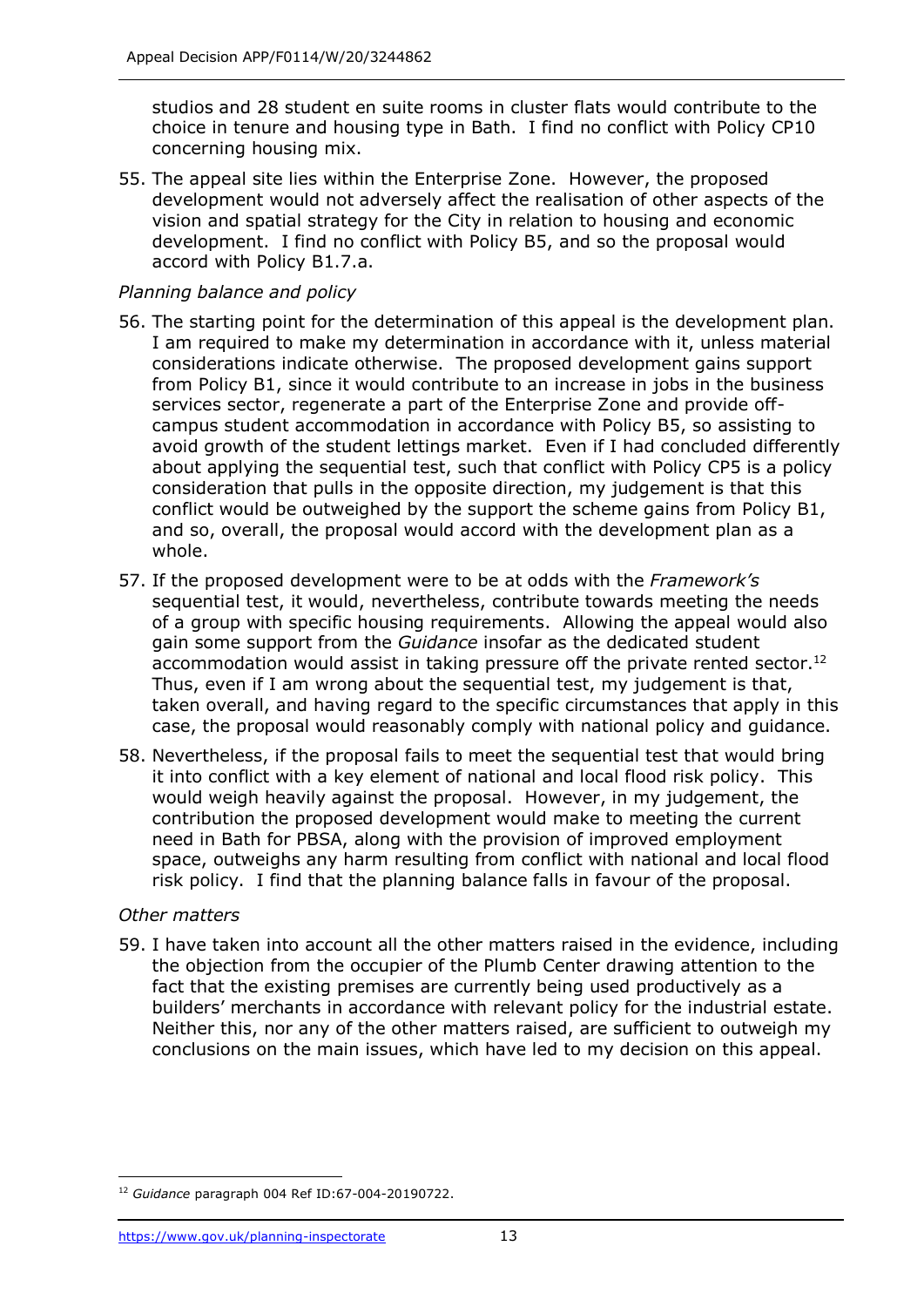studios and 28 student en suite rooms in cluster flats would contribute to the choice in tenure and housing type in Bath. I find no conflict with Policy CP10 concerning housing mix.

55. The appeal site lies within the Enterprise Zone. However, the proposed development would not adversely affect the realisation of other aspects of the vision and spatial strategy for the City in relation to housing and economic development. I find no conflict with Policy B5, and so the proposal would accord with Policy B1.7.a.

*Planning balance and policy*

56. The starting point for the determination of this appeal is the development plan. I am required to make my determination in accordance with it, unless material considerations indicate otherwise. The proposed development gains support from Policy B1, since it would contribute to an increase in jobs in the business services sector, regenerate a part of the Enterprise Zone and provide off-campus student accommodation in accordance with Policy B5, so assisting to avoid growth of the student lettings market. Even if I had concluded differently about applying the sequential test, such that conflict with Policy CP5 is a policy consideration that pulls in the opposite direction, my judgement is that this conflict would be outweighed by the support the scheme gains from Policy B1, and so, overall, the proposal would accord with the development plan as a whole.

57. If the proposed development were to be at odds with the *Framework's* sequential test, it would, nevertheless, contribute towards meeting the needs of a group with specific housing requirements. Allowing the appeal would also gain some support from the *Guidance* insofar as the dedicated student accommodation would assist in taking pressure off the private rented sector.[12] Thus, even if I am wrong about the sequential test, my judgement is that, taken overall, and having regard to the specific circumstances that apply in this case, the proposal would reasonably comply with national policy and guidance.

58. Nevertheless, if the proposal fails to meet the sequential test that would bring it into conflict with a key element of national and local flood risk policy. This would weigh heavily against the proposal. However, in my judgement, the contribution the proposed development would make to meeting the current need in Bath for PBSA, along with the provision of improved employment space, outweighs any harm resulting from conflict with national and local flood risk policy. I find that the planning balance falls in favour of the proposal.

*Other matters*

59. I have taken into account all the other matters raised in the evidence, including the objection from the occupier of the Plumb Center drawing attention to the fact that the existing premises are currently being used productively as a builders' merchants in accordance with relevant policy for the industrial estate. Neither this, nor any of the other matters raised, are sufficient to outweigh my conclusions on the main issues, which have led to my decision on this appeal.

[12] *Guidance* paragraph 004 Ref ID:67-004-20190722.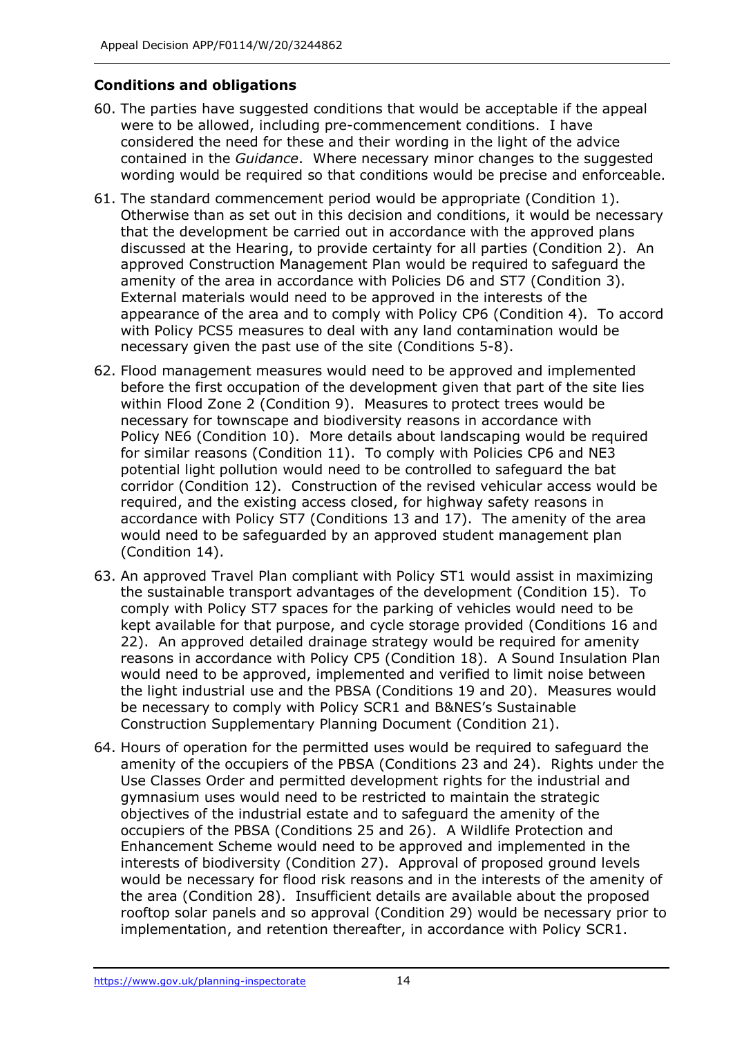**Conditions and obligations**

60. The parties have suggested conditions that would be acceptable if the appeal were to be allowed, including pre-commencement conditions. I have considered the need for these and their wording in the light of the advice contained in the *Guidance*. Where necessary minor changes to the suggested wording would be required so that conditions would be precise and enforceable.

61. The standard commencement period would be appropriate (Condition 1). Otherwise than as set out in this decision and conditions, it would be necessary that the development be carried out in accordance with the approved plans discussed at the Hearing, to provide certainty for all parties (Condition 2). An approved Construction Management Plan would be required to safeguard the amenity of the area in accordance with Policies D6 and ST7 (Condition 3). External materials would need to be approved in the interests of the appearance of the area and to comply with Policy CP6 (Condition 4). To accord with Policy PCS5 measures to deal with any land contamination would be necessary given the past use of the site (Conditions 5-8).

62. Flood management measures would need to be approved and implemented before the first occupation of the development given that part of the site lies within Flood Zone 2 (Condition 9). Measures to protect trees would be necessary for townscape and biodiversity reasons in accordance with Policy NE6 (Condition 10). More details about landscaping would be required for similar reasons (Condition 11). To comply with Policies CP6 and NE3 potential light pollution would need to be controlled to safeguard the bat corridor (Condition 12). Construction of the revised vehicular access would be required, and the existing access closed, for highway safety reasons in accordance with Policy ST7 (Conditions 13 and 17). The amenity of the area would need to be safeguarded by an approved student management plan (Condition 14).

63. An approved Travel Plan compliant with Policy ST1 would assist in maximizing the sustainable transport advantages of the development (Condition 15). To comply with Policy ST7 spaces for the parking of vehicles would need to be kept available for that purpose, and cycle storage provided (Conditions 16 and 22). An approved detailed drainage strategy would be required for amenity reasons in accordance with Policy CP5 (Condition 18). A Sound Insulation Plan would need to be approved, implemented and verified to limit noise between the light industrial use and the PBSA (Conditions 19 and 20). Measures would be necessary to comply with Policy SCR1 and B&NES's Sustainable Construction Supplementary Planning Document (Condition 21).

64. Hours of operation for the permitted uses would be required to safeguard the amenity of the occupiers of the PBSA (Conditions 23 and 24). Rights under the Use Classes Order and permitted development rights for the industrial and gymnasium uses would need to be restricted to maintain the strategic objectives of the industrial estate and to safeguard the amenity of the occupiers of the PBSA (Conditions 25 and 26). A Wildlife Protection and Enhancement Scheme would need to be approved and implemented in the interests of biodiversity (Condition 27). Approval of proposed ground levels would be necessary for flood risk reasons and in the interests of the amenity of the area (Condition 28). Insufficient details are available about the proposed rooftop solar panels and so approval (Condition 29) would be necessary prior to implementation, and retention thereafter, in accordance with Policy SCR1.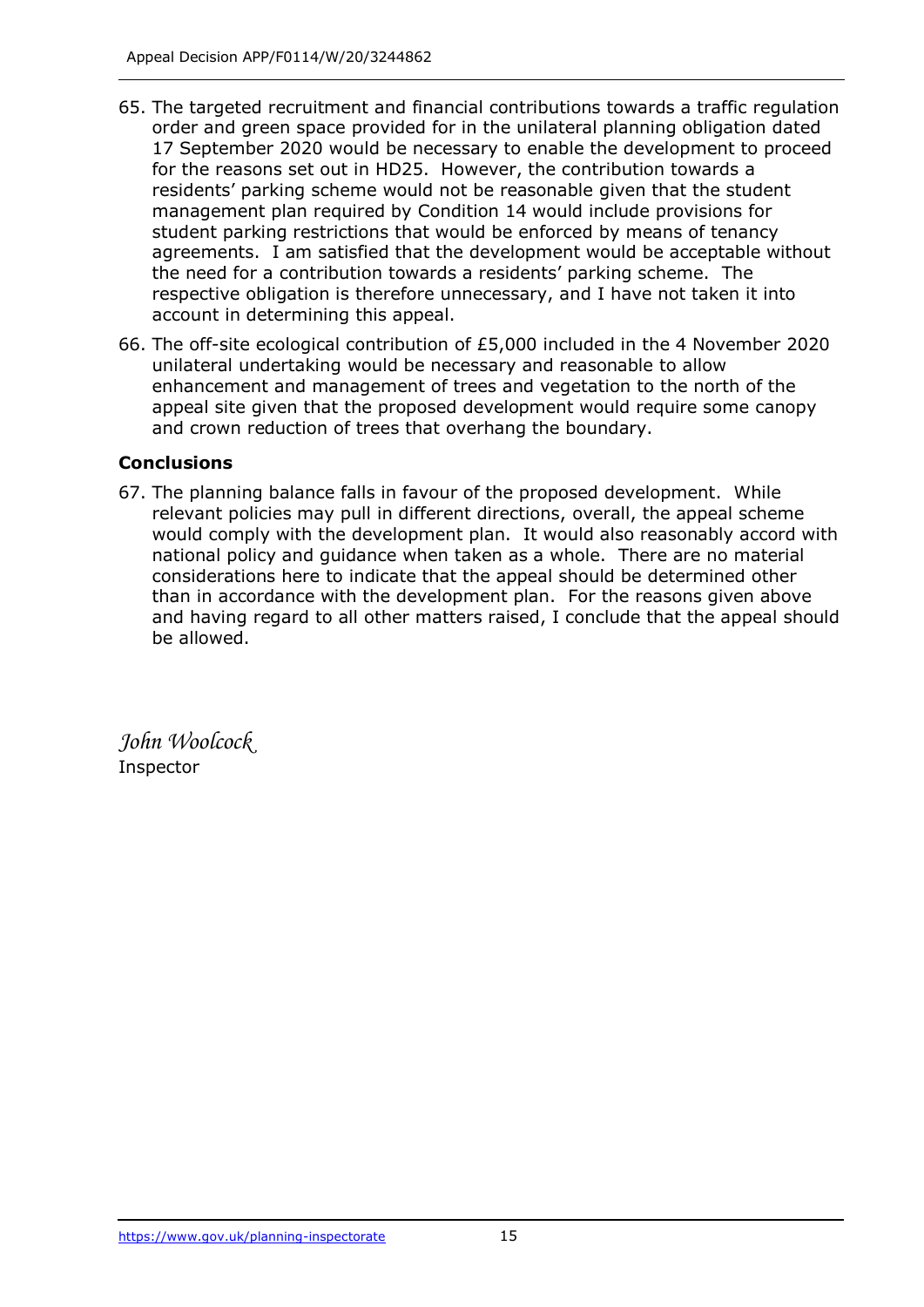65. The targeted recruitment and financial contributions towards a traffic regulation order and green space provided for in the unilateral planning obligation dated 17 September 2020 would be necessary to enable the development to proceed for the reasons set out in HD25. However, the contribution towards a residents' parking scheme would not be reasonable given that the student management plan required by Condition 14 would include provisions for student parking restrictions that would be enforced by means of tenancy agreements. I am satisfied that the development would be acceptable without the need for a contribution towards a residents' parking scheme. The respective obligation is therefore unnecessary, and I have not taken it into account in determining this appeal.

66. The off-site ecological contribution of £5,000 included in the 4 November 2020 unilateral undertaking would be necessary and reasonable to allow enhancement and management of trees and vegetation to the north of the appeal site given that the proposed development would require some canopy and crown reduction of trees that overhang the boundary.

### Conclusions

67. The planning balance falls in favour of the proposed development. While relevant policies may pull in different directions, overall, the appeal scheme would comply with the development plan. It would also reasonably accord with national policy and guidance when taken as a whole. There are no material considerations here to indicate that the appeal should be determined other than in accordance with the development plan. For the reasons given above and having regard to all other matters raised, I conclude that the appeal should be allowed.

*John Woolcock*

Inspector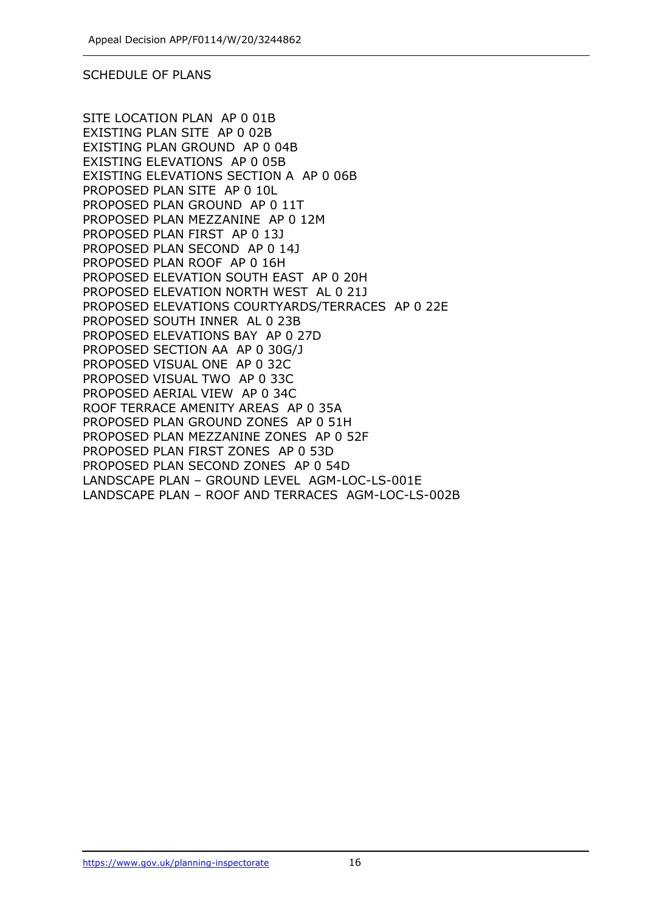SCHEDULE OF PLANS

SITE LOCATION PLAN  AP 0 01B
EXISTING PLAN SITE  AP 0 02B
EXISTING PLAN GROUND  AP 0 04B
EXISTING ELEVATIONS  AP 0 05B
EXISTING ELEVATIONS SECTION A  AP 0 06B
PROPOSED PLAN SITE  AP 0 10L
PROPOSED PLAN GROUND  AP 0 11T
PROPOSED PLAN MEZZANINE  AP 0 12M
PROPOSED PLAN FIRST  AP 0 13J
PROPOSED PLAN SECOND  AP 0 14J
PROPOSED PLAN ROOF  AP 0 16H
PROPOSED ELEVATION SOUTH EAST  AP 0 20H
PROPOSED ELEVATION NORTH WEST  AL 0 21J
PROPOSED ELEVATIONS COURTYARDS/TERRACES  AP 0 22E
PROPOSED SOUTH INNER  AL 0 23B
PROPOSED ELEVATIONS BAY  AP 0 27D
PROPOSED SECTION AA  AP 0 30G/J
PROPOSED VISUAL ONE  AP 0 32C
PROPOSED VISUAL TWO  AP 0 33C
PROPOSED AERIAL VIEW  AP 0 34C
ROOF TERRACE AMENITY AREAS  AP 0 35A
PROPOSED PLAN GROUND ZONES  AP 0 51H
PROPOSED PLAN MEZZANINE ZONES  AP 0 52F
PROPOSED PLAN FIRST ZONES  AP 0 53D
PROPOSED PLAN SECOND ZONES  AP 0 54D
LANDSCAPE PLAN – GROUND LEVEL  AGM-LOC-LS-001E
LANDSCAPE PLAN – ROOF AND TERRACES  AGM-LOC-LS-002B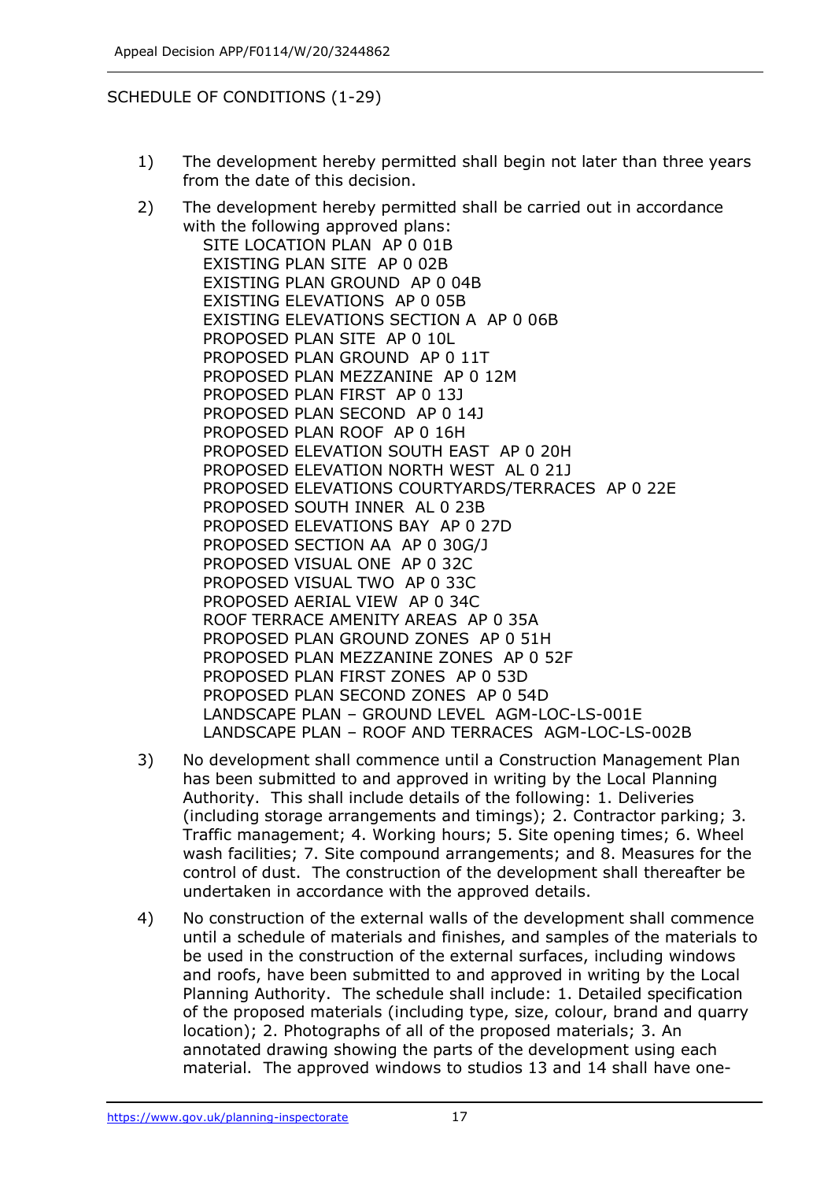SCHEDULE OF CONDITIONS (1-29)

1) The development hereby permitted shall begin not later than three years from the date of this decision.

2) The development hereby permitted shall be carried out in accordance with the following approved plans:
   SITE LOCATION PLAN AP 0 01B
   EXISTING PLAN SITE AP 0 02B
   EXISTING PLAN GROUND AP 0 04B
   EXISTING ELEVATIONS AP 0 05B
   EXISTING ELEVATIONS SECTION A AP 0 06B
   PROPOSED PLAN SITE AP 0 10L
   PROPOSED PLAN GROUND AP 0 11T
   PROPOSED PLAN MEZZANINE AP 0 12M
   PROPOSED PLAN FIRST AP 0 13J
   PROPOSED PLAN SECOND AP 0 14J
   PROPOSED PLAN ROOF AP 0 16H
   PROPOSED ELEVATION SOUTH EAST AP 0 20H
   PROPOSED ELEVATION NORTH WEST AL 0 21J
   PROPOSED ELEVATIONS COURTYARDS/TERRACES AP 0 22E
   PROPOSED SOUTH INNER AL 0 23B
   PROPOSED ELEVATIONS BAY AP 0 27D
   PROPOSED SECTION AA AP 0 30G/J
   PROPOSED VISUAL ONE AP 0 32C
   PROPOSED VISUAL TWO AP 0 33C
   PROPOSED AERIAL VIEW AP 0 34C
   ROOF TERRACE AMENITY AREAS AP 0 35A
   PROPOSED PLAN GROUND ZONES AP 0 51H
   PROPOSED PLAN MEZZANINE ZONES AP 0 52F
   PROPOSED PLAN FIRST ZONES AP 0 53D
   PROPOSED PLAN SECOND ZONES AP 0 54D
   LANDSCAPE PLAN – GROUND LEVEL AGM-LOC-LS-001E
   LANDSCAPE PLAN – ROOF AND TERRACES AGM-LOC-LS-002B

3) No development shall commence until a Construction Management Plan has been submitted to and approved in writing by the Local Planning Authority. This shall include details of the following: 1. Deliveries (including storage arrangements and timings); 2. Contractor parking; 3. Traffic management; 4. Working hours; 5. Site opening times; 6. Wheel wash facilities; 7. Site compound arrangements; and 8. Measures for the control of dust. The construction of the development shall thereafter be undertaken in accordance with the approved details.

4) No construction of the external walls of the development shall commence until a schedule of materials and finishes, and samples of the materials to be used in the construction of the external surfaces, including windows and roofs, have been submitted to and approved in writing by the Local Planning Authority. The schedule shall include: 1. Detailed specification of the proposed materials (including type, size, colour, brand and quarry location); 2. Photographs of all of the proposed materials; 3. An annotated drawing showing the parts of the development using each material. The approved windows to studios 13 and 14 shall have one-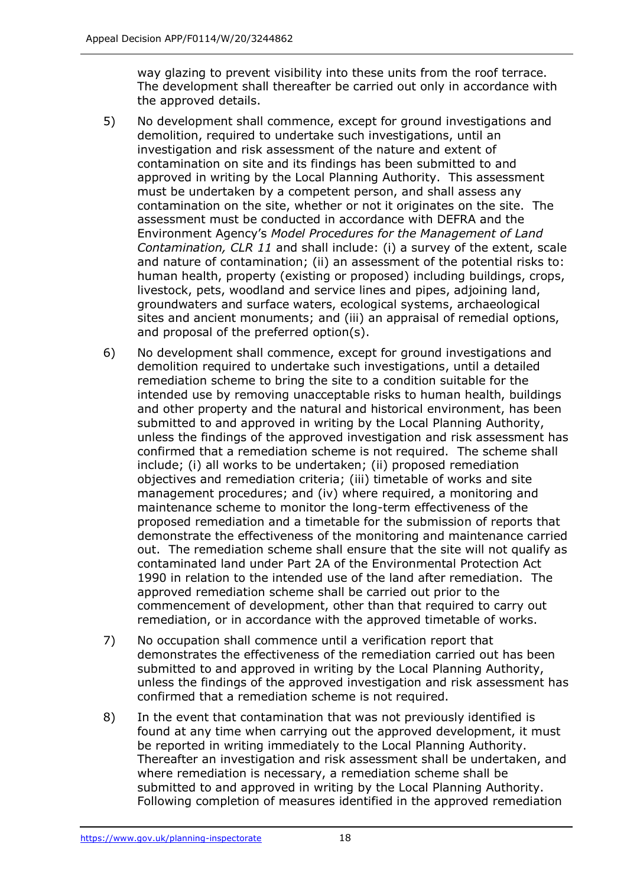way glazing to prevent visibility into these units from the roof terrace. The development shall thereafter be carried out only in accordance with the approved details.

5) No development shall commence, except for ground investigations and demolition, required to undertake such investigations, until an investigation and risk assessment of the nature and extent of contamination on site and its findings has been submitted to and approved in writing by the Local Planning Authority. This assessment must be undertaken by a competent person, and shall assess any contamination on the site, whether or not it originates on the site. The assessment must be conducted in accordance with DEFRA and the Environment Agency's *Model Procedures for the Management of Land Contamination, CLR 11* and shall include: (i) a survey of the extent, scale and nature of contamination; (ii) an assessment of the potential risks to: human health, property (existing or proposed) including buildings, crops, livestock, pets, woodland and service lines and pipes, adjoining land, groundwaters and surface waters, ecological systems, archaeological sites and ancient monuments; and (iii) an appraisal of remedial options, and proposal of the preferred option(s).

6) No development shall commence, except for ground investigations and demolition required to undertake such investigations, until a detailed remediation scheme to bring the site to a condition suitable for the intended use by removing unacceptable risks to human health, buildings and other property and the natural and historical environment, has been submitted to and approved in writing by the Local Planning Authority, unless the findings of the approved investigation and risk assessment has confirmed that a remediation scheme is not required. The scheme shall include; (i) all works to be undertaken; (ii) proposed remediation objectives and remediation criteria; (iii) timetable of works and site management procedures; and (iv) where required, a monitoring and maintenance scheme to monitor the long-term effectiveness of the proposed remediation and a timetable for the submission of reports that demonstrate the effectiveness of the monitoring and maintenance carried out. The remediation scheme shall ensure that the site will not qualify as contaminated land under Part 2A of the Environmental Protection Act 1990 in relation to the intended use of the land after remediation. The approved remediation scheme shall be carried out prior to the commencement of development, other than that required to carry out remediation, or in accordance with the approved timetable of works.

7) No occupation shall commence until a verification report that demonstrates the effectiveness of the remediation carried out has been submitted to and approved in writing by the Local Planning Authority, unless the findings of the approved investigation and risk assessment has confirmed that a remediation scheme is not required.

8) In the event that contamination that was not previously identified is found at any time when carrying out the approved development, it must be reported in writing immediately to the Local Planning Authority. Thereafter an investigation and risk assessment shall be undertaken, and where remediation is necessary, a remediation scheme shall be submitted to and approved in writing by the Local Planning Authority. Following completion of measures identified in the approved remediation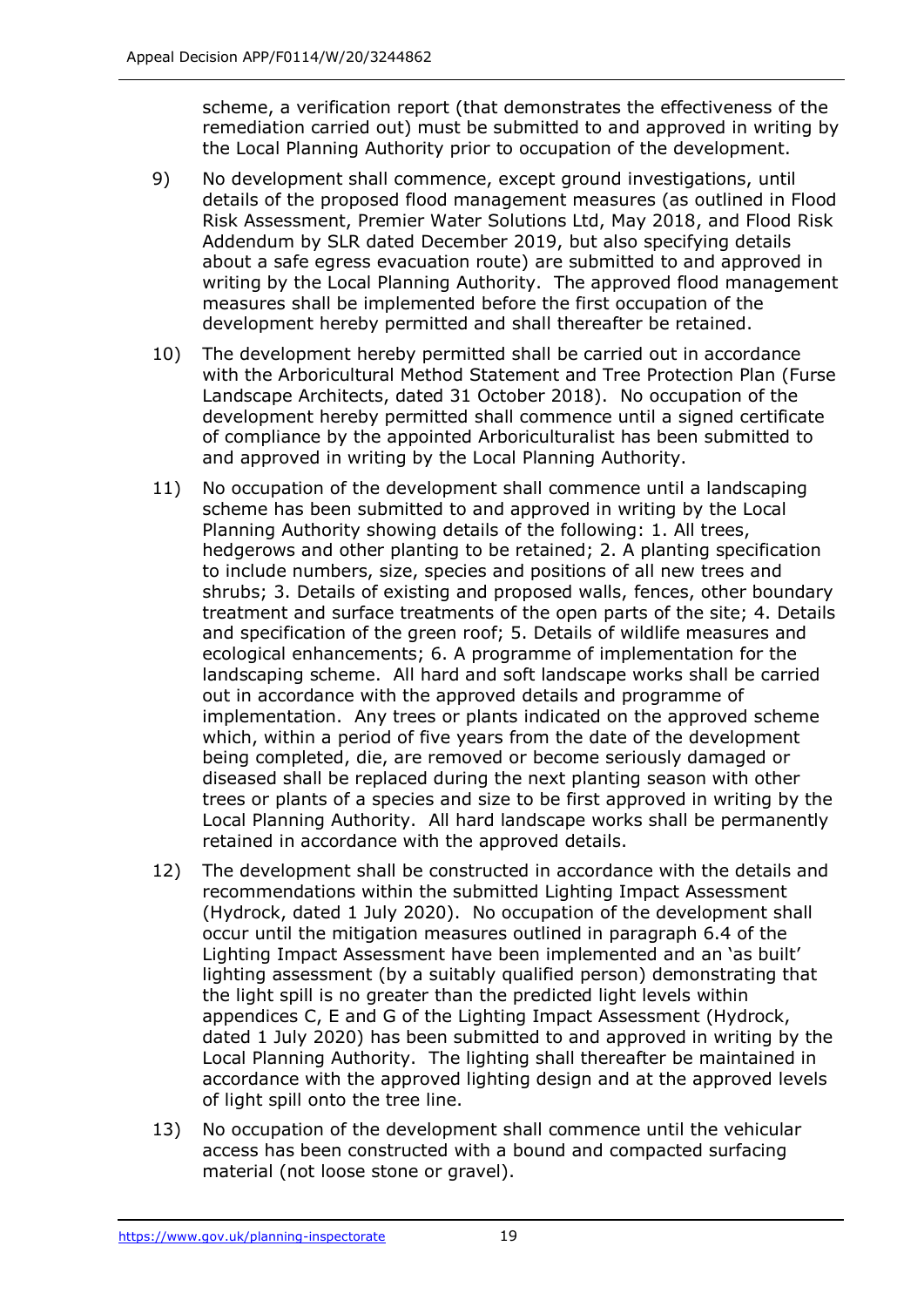scheme, a verification report (that demonstrates the effectiveness of the remediation carried out) must be submitted to and approved in writing by the Local Planning Authority prior to occupation of the development.

9) No development shall commence, except ground investigations, until details of the proposed flood management measures (as outlined in Flood Risk Assessment, Premier Water Solutions Ltd, May 2018, and Flood Risk Addendum by SLR dated December 2019, but also specifying details about a safe egress evacuation route) are submitted to and approved in writing by the Local Planning Authority. The approved flood management measures shall be implemented before the first occupation of the development hereby permitted and shall thereafter be retained.

10) The development hereby permitted shall be carried out in accordance with the Arboricultural Method Statement and Tree Protection Plan (Furse Landscape Architects, dated 31 October 2018). No occupation of the development hereby permitted shall commence until a signed certificate of compliance by the appointed Arboriculturalist has been submitted to and approved in writing by the Local Planning Authority.

11) No occupation of the development shall commence until a landscaping scheme has been submitted to and approved in writing by the Local Planning Authority showing details of the following: 1. All trees, hedgerows and other planting to be retained; 2. A planting specification to include numbers, size, species and positions of all new trees and shrubs; 3. Details of existing and proposed walls, fences, other boundary treatment and surface treatments of the open parts of the site; 4. Details and specification of the green roof; 5. Details of wildlife measures and ecological enhancements; 6. A programme of implementation for the landscaping scheme. All hard and soft landscape works shall be carried out in accordance with the approved details and programme of implementation. Any trees or plants indicated on the approved scheme which, within a period of five years from the date of the development being completed, die, are removed or become seriously damaged or diseased shall be replaced during the next planting season with other trees or plants of a species and size to be first approved in writing by the Local Planning Authority. All hard landscape works shall be permanently retained in accordance with the approved details.

12) The development shall be constructed in accordance with the details and recommendations within the submitted Lighting Impact Assessment (Hydrock, dated 1 July 2020). No occupation of the development shall occur until the mitigation measures outlined in paragraph 6.4 of the Lighting Impact Assessment have been implemented and an 'as built' lighting assessment (by a suitably qualified person) demonstrating that the light spill is no greater than the predicted light levels within appendices C, E and G of the Lighting Impact Assessment (Hydrock, dated 1 July 2020) has been submitted to and approved in writing by the Local Planning Authority. The lighting shall thereafter be maintained in accordance with the approved lighting design and at the approved levels of light spill onto the tree line.

13) No occupation of the development shall commence until the vehicular access has been constructed with a bound and compacted surfacing material (not loose stone or gravel).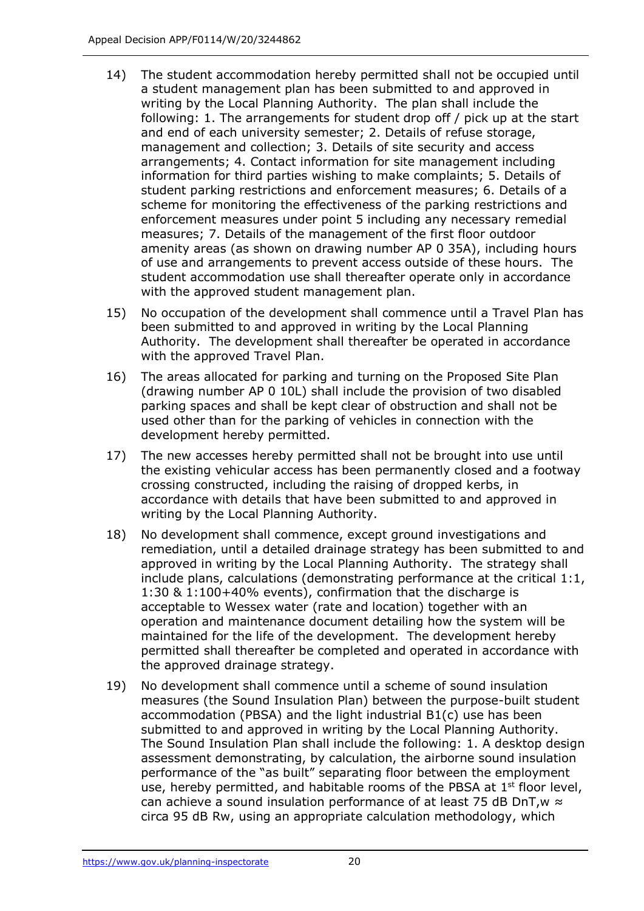14) The student accommodation hereby permitted shall not be occupied until a student management plan has been submitted to and approved in writing by the Local Planning Authority. The plan shall include the following: 1. The arrangements for student drop off / pick up at the start and end of each university semester; 2. Details of refuse storage, management and collection; 3. Details of site security and access arrangements; 4. Contact information for site management including information for third parties wishing to make complaints; 5. Details of student parking restrictions and enforcement measures; 6. Details of a scheme for monitoring the effectiveness of the parking restrictions and enforcement measures under point 5 including any necessary remedial measures; 7. Details of the management of the first floor outdoor amenity areas (as shown on drawing number AP 0 35A), including hours of use and arrangements to prevent access outside of these hours. The student accommodation use shall thereafter operate only in accordance with the approved student management plan.

15) No occupation of the development shall commence until a Travel Plan has been submitted to and approved in writing by the Local Planning Authority. The development shall thereafter be operated in accordance with the approved Travel Plan.

16) The areas allocated for parking and turning on the Proposed Site Plan (drawing number AP 0 10L) shall include the provision of two disabled parking spaces and shall be kept clear of obstruction and shall not be used other than for the parking of vehicles in connection with the development hereby permitted.

17) The new accesses hereby permitted shall not be brought into use until the existing vehicular access has been permanently closed and a footway crossing constructed, including the raising of dropped kerbs, in accordance with details that have been submitted to and approved in writing by the Local Planning Authority.

18) No development shall commence, except ground investigations and remediation, until a detailed drainage strategy has been submitted to and approved in writing by the Local Planning Authority. The strategy shall include plans, calculations (demonstrating performance at the critical 1:1, 1:30 & 1:100+40% events), confirmation that the discharge is acceptable to Wessex water (rate and location) together with an operation and maintenance document detailing how the system will be maintained for the life of the development. The development hereby permitted shall thereafter be completed and operated in accordance with the approved drainage strategy.

19) No development shall commence until a scheme of sound insulation measures (the Sound Insulation Plan) between the purpose-built student accommodation (PBSA) and the light industrial B1(c) use has been submitted to and approved in writing by the Local Planning Authority. The Sound Insulation Plan shall include the following: 1. A desktop design assessment demonstrating, by calculation, the airborne sound insulation performance of the "as built" separating floor between the employment use, hereby permitted, and habitable rooms of the PBSA at 1st floor level, can achieve a sound insulation performance of at least 75 dB $D_{nT,w}$ ≈ circa 95 dB $R_w$, using an appropriate calculation methodology, which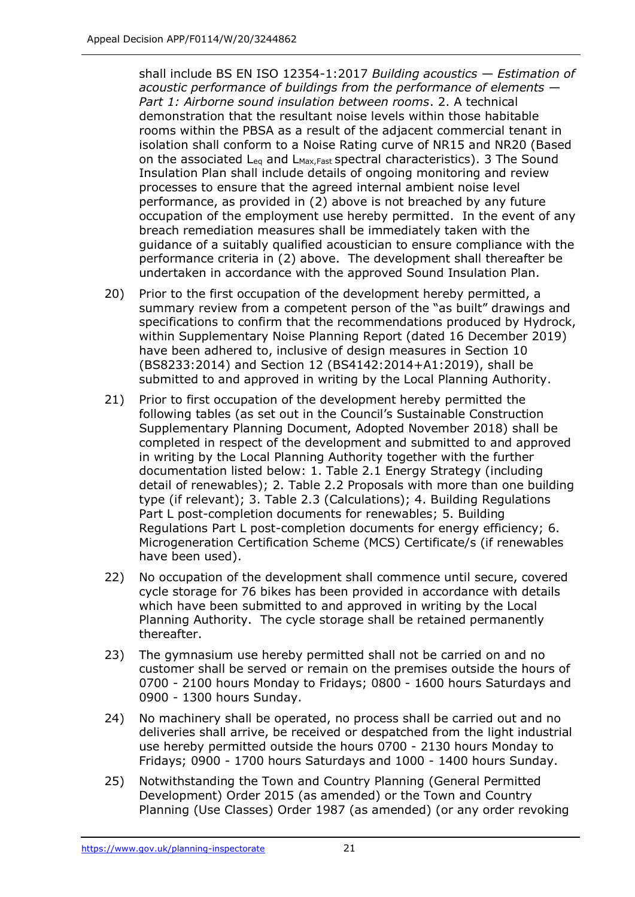shall include BS EN ISO 12354-1:2017 *Building acoustics — Estimation of acoustic performance of buildings from the performance of elements — Part 1: Airborne sound insulation between rooms*. 2. A technical demonstration that the resultant noise levels within those habitable rooms within the PBSA as a result of the adjacent commercial tenant in isolation shall conform to a Noise Rating curve of NR15 and NR20 (Based on the associated $L_{eq}$ and $L_{Max,Fast}$ spectral characteristics). 3 The Sound Insulation Plan shall include details of ongoing monitoring and review processes to ensure that the agreed internal ambient noise level performance, as provided in (2) above is not breached by any future occupation of the employment use hereby permitted. In the event of any breach remediation measures shall be immediately taken with the guidance of a suitably qualified acoustician to ensure compliance with the performance criteria in (2) above. The development shall thereafter be undertaken in accordance with the approved Sound Insulation Plan.

20) Prior to the first occupation of the development hereby permitted, a summary review from a competent person of the "as built" drawings and specifications to confirm that the recommendations produced by Hydrock, within Supplementary Noise Planning Report (dated 16 December 2019) have been adhered to, inclusive of design measures in Section 10 (BS8233:2014) and Section 12 (BS4142:2014+A1:2019), shall be submitted to and approved in writing by the Local Planning Authority.

21) Prior to first occupation of the development hereby permitted the following tables (as set out in the Council's Sustainable Construction Supplementary Planning Document, Adopted November 2018) shall be completed in respect of the development and submitted to and approved in writing by the Local Planning Authority together with the further documentation listed below: 1. Table 2.1 Energy Strategy (including detail of renewables); 2. Table 2.2 Proposals with more than one building type (if relevant); 3. Table 2.3 (Calculations); 4. Building Regulations Part L post-completion documents for renewables; 5. Building Regulations Part L post-completion documents for energy efficiency; 6. Microgeneration Certification Scheme (MCS) Certificate/s (if renewables have been used).

22) No occupation of the development shall commence until secure, covered cycle storage for 76 bikes has been provided in accordance with details which have been submitted to and approved in writing by the Local Planning Authority. The cycle storage shall be retained permanently thereafter.

23) The gymnasium use hereby permitted shall not be carried on and no customer shall be served or remain on the premises outside the hours of 0700 - 2100 hours Monday to Fridays; 0800 - 1600 hours Saturdays and 0900 - 1300 hours Sunday.

24) No machinery shall be operated, no process shall be carried out and no deliveries shall arrive, be received or despatched from the light industrial use hereby permitted outside the hours 0700 - 2130 hours Monday to Fridays; 0900 - 1700 hours Saturdays and 1000 - 1400 hours Sunday.

25) Notwithstanding the Town and Country Planning (General Permitted Development) Order 2015 (as amended) or the Town and Country Planning (Use Classes) Order 1987 (as amended) (or any order revoking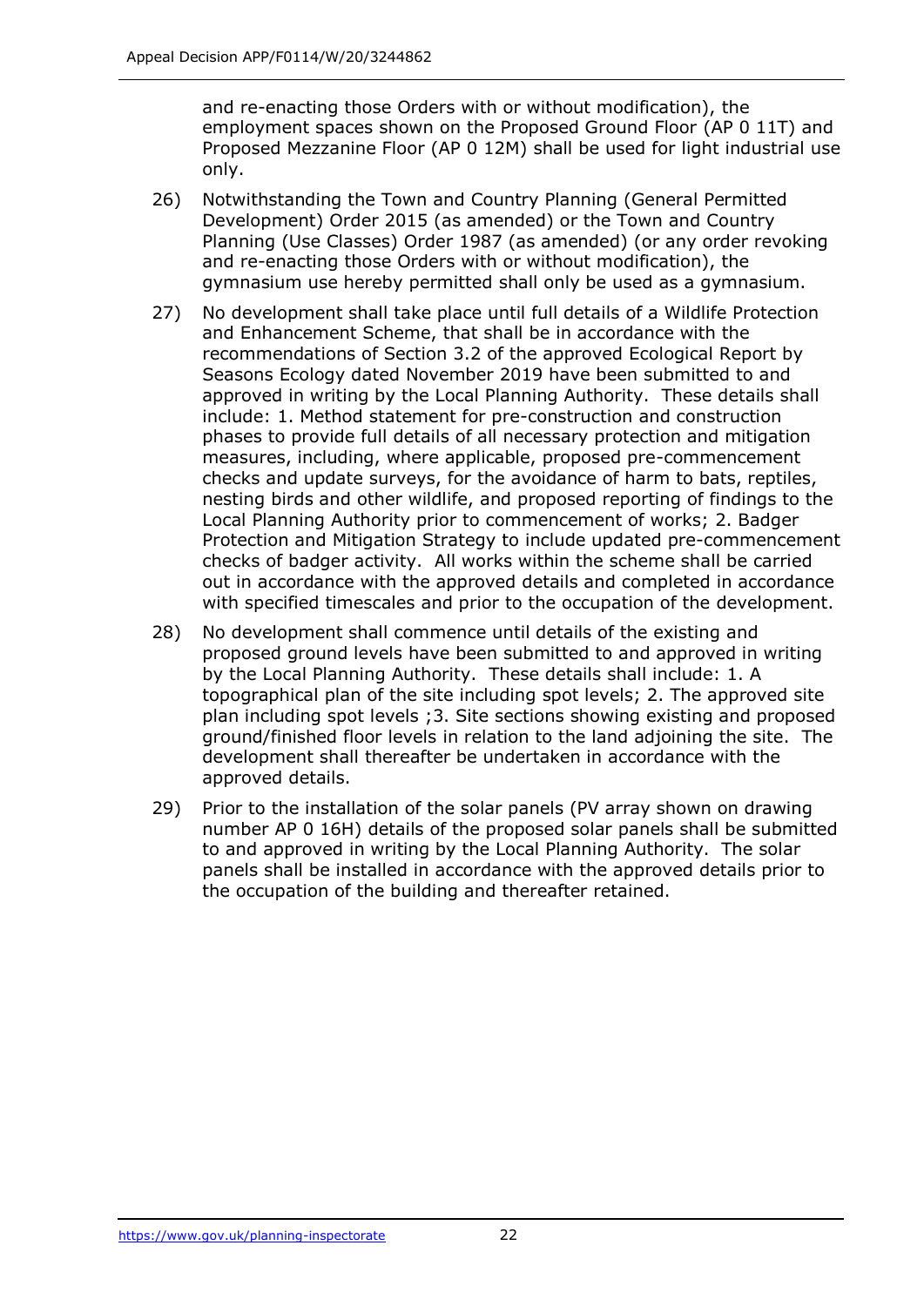and re-enacting those Orders with or without modification), the employment spaces shown on the Proposed Ground Floor (AP 0 11T) and Proposed Mezzanine Floor (AP 0 12M) shall be used for light industrial use only.

26) Notwithstanding the Town and Country Planning (General Permitted Development) Order 2015 (as amended) or the Town and Country Planning (Use Classes) Order 1987 (as amended) (or any order revoking and re-enacting those Orders with or without modification), the gymnasium use hereby permitted shall only be used as a gymnasium.

27) No development shall take place until full details of a Wildlife Protection and Enhancement Scheme, that shall be in accordance with the recommendations of Section 3.2 of the approved Ecological Report by Seasons Ecology dated November 2019 have been submitted to and approved in writing by the Local Planning Authority. These details shall include: 1. Method statement for pre-construction and construction phases to provide full details of all necessary protection and mitigation measures, including, where applicable, proposed pre-commencement checks and update surveys, for the avoidance of harm to bats, reptiles, nesting birds and other wildlife, and proposed reporting of findings to the Local Planning Authority prior to commencement of works; 2. Badger Protection and Mitigation Strategy to include updated pre-commencement checks of badger activity. All works within the scheme shall be carried out in accordance with the approved details and completed in accordance with specified timescales and prior to the occupation of the development.

28) No development shall commence until details of the existing and proposed ground levels have been submitted to and approved in writing by the Local Planning Authority. These details shall include: 1. A topographical plan of the site including spot levels; 2. The approved site plan including spot levels ;3. Site sections showing existing and proposed ground/finished floor levels in relation to the land adjoining the site. The development shall thereafter be undertaken in accordance with the approved details.

29) Prior to the installation of the solar panels (PV array shown on drawing number AP 0 16H) details of the proposed solar panels shall be submitted to and approved in writing by the Local Planning Authority. The solar panels shall be installed in accordance with the approved details prior to the occupation of the building and thereafter retained.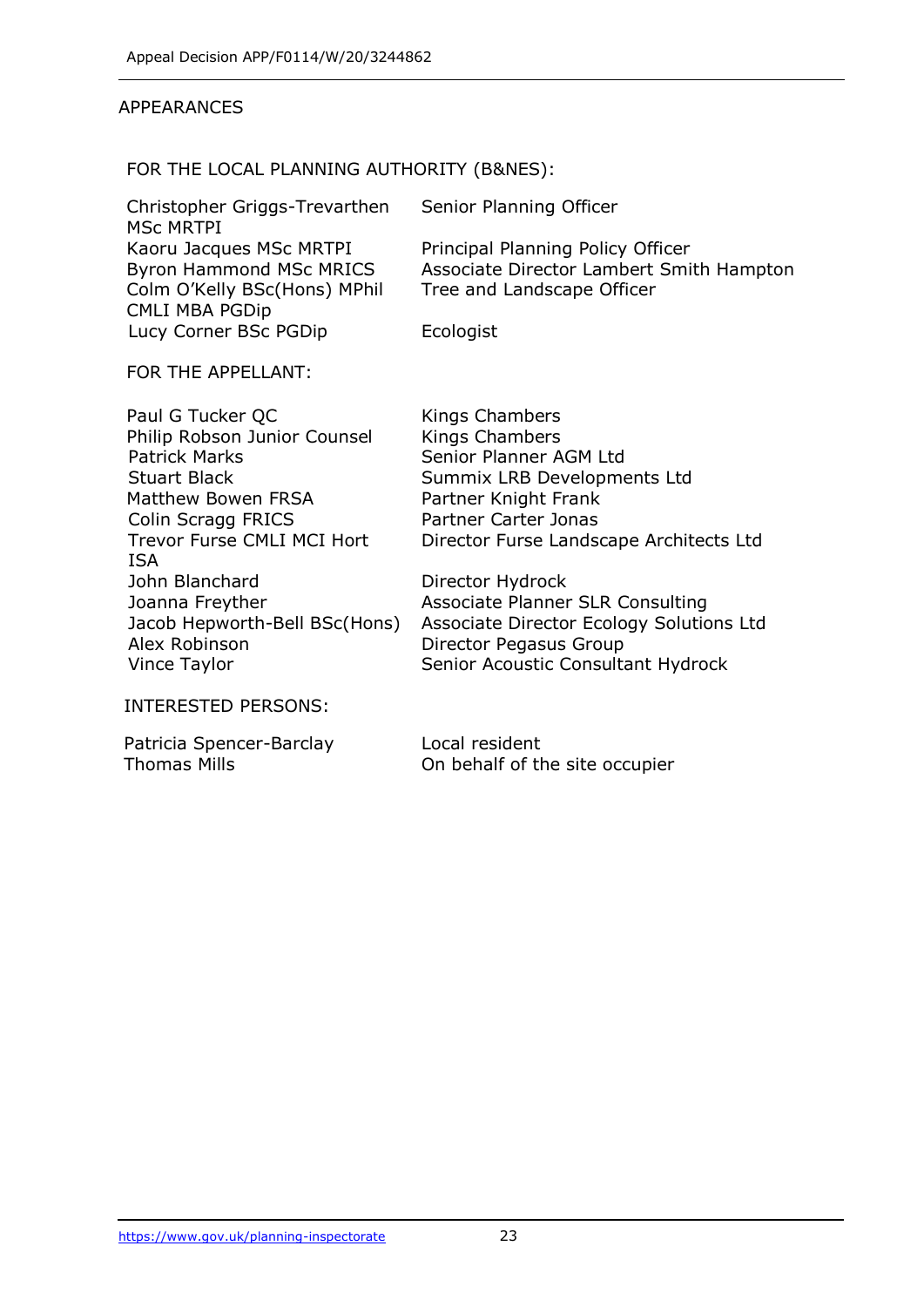## APPEARANCES

FOR THE LOCAL PLANNING AUTHORITY (B&NES):

| | |
|---|---|
| Christopher Griggs-Trevarthen MSc MRTPI | Senior Planning Officer |
| Kaoru Jacques MSc MRTPI | Principal Planning Policy Officer |
| Byron Hammond MSc MRICS | Associate Director Lambert Smith Hampton |
| Colm O'Kelly BSc(Hons) MPhil CMLI MBA PGDip | Tree and Landscape Officer |
| Lucy Corner BSc PGDip | Ecologist |

FOR THE APPELLANT:

| | |
|---|---|
| Paul G Tucker QC | Kings Chambers |
| Philip Robson Junior Counsel | Kings Chambers |
| Patrick Marks | Senior Planner AGM Ltd |
| Stuart Black | Summix LRB Developments Ltd |
| Matthew Bowen FRSA | Partner Knight Frank |
| Colin Scragg FRICS | Partner Carter Jonas |
| Trevor Furse CMLI MCI Hort ISA | Director Furse Landscape Architects Ltd |
| John Blanchard | Director Hydrock |
| Joanna Freyther | Associate Planner SLR Consulting |
| Jacob Hepworth-Bell BSc(Hons) | Associate Director Ecology Solutions Ltd |
| Alex Robinson | Director Pegasus Group |
| Vince Taylor | Senior Acoustic Consultant Hydrock |

INTERESTED PERSONS:

| | |
|---|---|
| Patricia Spencer-Barclay | Local resident |
| Thomas Mills | On behalf of the site occupier |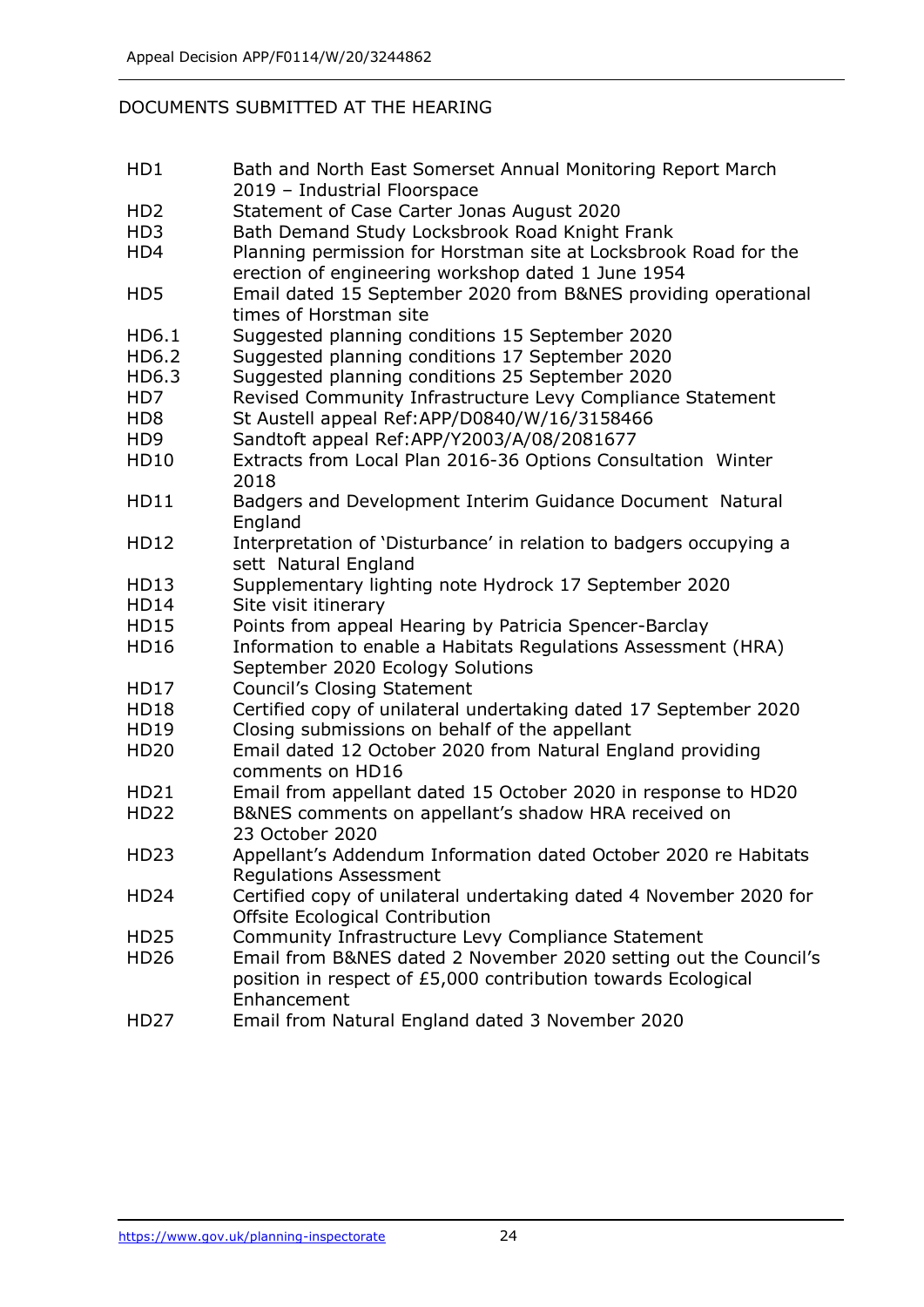DOCUMENTS SUBMITTED AT THE HEARING

| | |
|---|---|
| HD1 | Bath and North East Somerset Annual Monitoring Report March 2019 – Industrial Floorspace |
| HD2 | Statement of Case Carter Jonas August 2020 |
| HD3 | Bath Demand Study Locksbrook Road Knight Frank |
| HD4 | Planning permission for Horstman site at Locksbrook Road for the erection of engineering workshop dated 1 June 1954 |
| HD5 | Email dated 15 September 2020 from B&NES providing operational times of Horstman site |
| HD6.1 | Suggested planning conditions 15 September 2020 |
| HD6.2 | Suggested planning conditions 17 September 2020 |
| HD6.3 | Suggested planning conditions 25 September 2020 |
| HD7 | Revised Community Infrastructure Levy Compliance Statement |
| HD8 | St Austell appeal Ref:APP/D0840/W/16/3158466 |
| HD9 | Sandtoft appeal Ref:APP/Y2003/A/08/2081677 |
| HD10 | Extracts from Local Plan 2016-36 Options Consultation Winter 2018 |
| HD11 | Badgers and Development Interim Guidance Document Natural England |
| HD12 | Interpretation of 'Disturbance' in relation to badgers occupying a sett Natural England |
| HD13 | Supplementary lighting note Hydrock 17 September 2020 |
| HD14 | Site visit itinerary |
| HD15 | Points from appeal Hearing by Patricia Spencer-Barclay |
| HD16 | Information to enable a Habitats Regulations Assessment (HRA) September 2020 Ecology Solutions |
| HD17 | Council's Closing Statement |
| HD18 | Certified copy of unilateral undertaking dated 17 September 2020 |
| HD19 | Closing submissions on behalf of the appellant |
| HD20 | Email dated 12 October 2020 from Natural England providing comments on HD16 |
| HD21 | Email from appellant dated 15 October 2020 in response to HD20 |
| HD22 | B&NES comments on appellant's shadow HRA received on 23 October 2020 |
| HD23 | Appellant's Addendum Information dated October 2020 re Habitats Regulations Assessment |
| HD24 | Certified copy of unilateral undertaking dated 4 November 2020 for Offsite Ecological Contribution |
| HD25 | Community Infrastructure Levy Compliance Statement |
| HD26 | Email from B&NES dated 2 November 2020 setting out the Council's position in respect of £5,000 contribution towards Ecological Enhancement |
| HD27 | Email from Natural England dated 3 November 2020 |